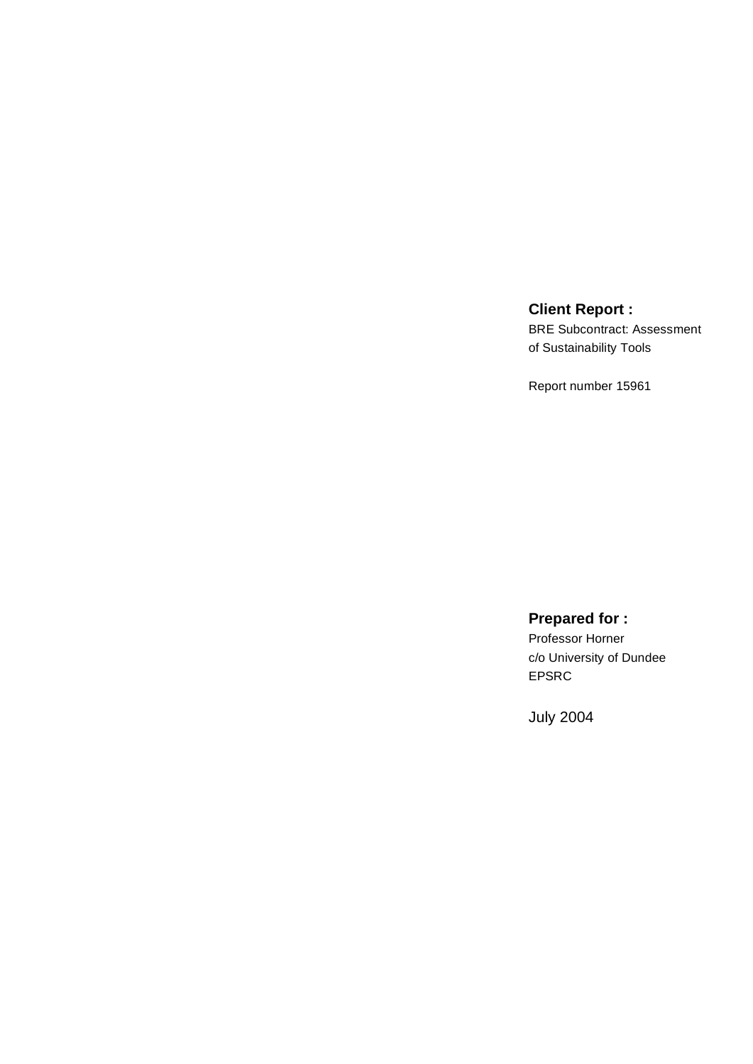**Client Report :**

BRE Subcontract: Assessment of Sustainability Tools

Report number 15961

**Prepared for :**

Professor Horner
c/o University of Dundee
EPSRC

July 2004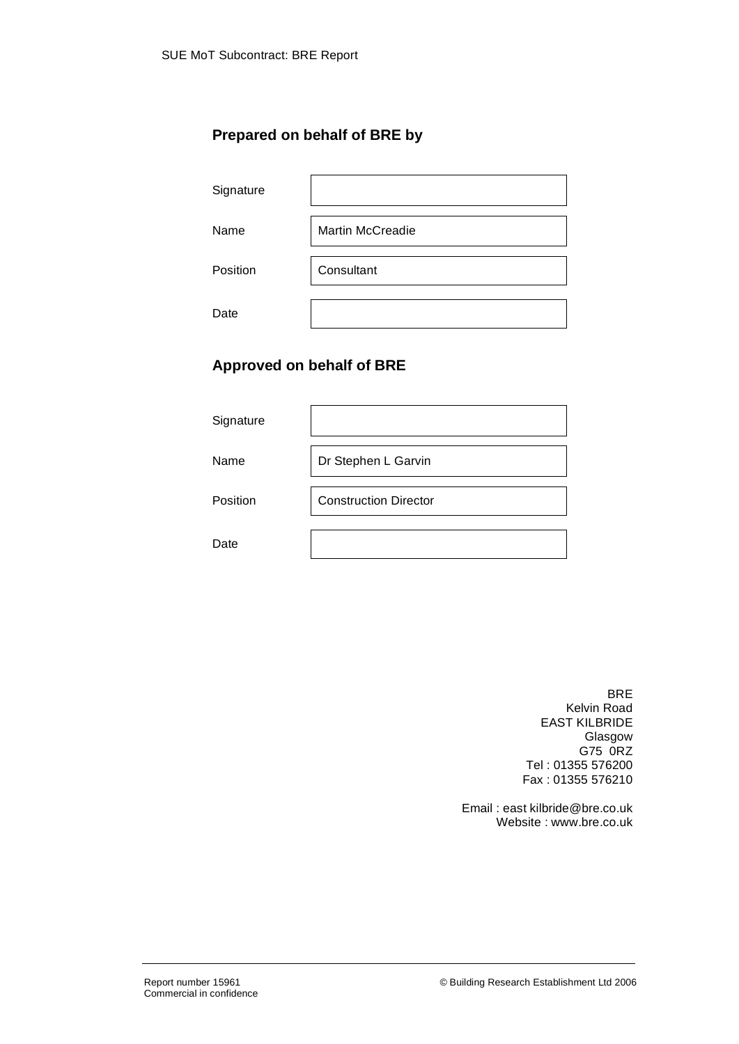## Prepared on behalf of BRE by

| | |
|---|---|
| Signature | |
| Name | Martin McCreadie |
| Position | Consultant |
| Date | |

## Approved on behalf of BRE

| | |
|---|---|
| Signature | |
| Name | Dr Stephen L Garvin |
| Position | Construction Director |
| Date | |

BRE
Kelvin Road
EAST KILBRIDE
Glasgow
G75 0RZ
Tel : 01355 576200
Fax : 01355 576210

Email : east kilbride@bre.co.uk
Website : www.bre.co.uk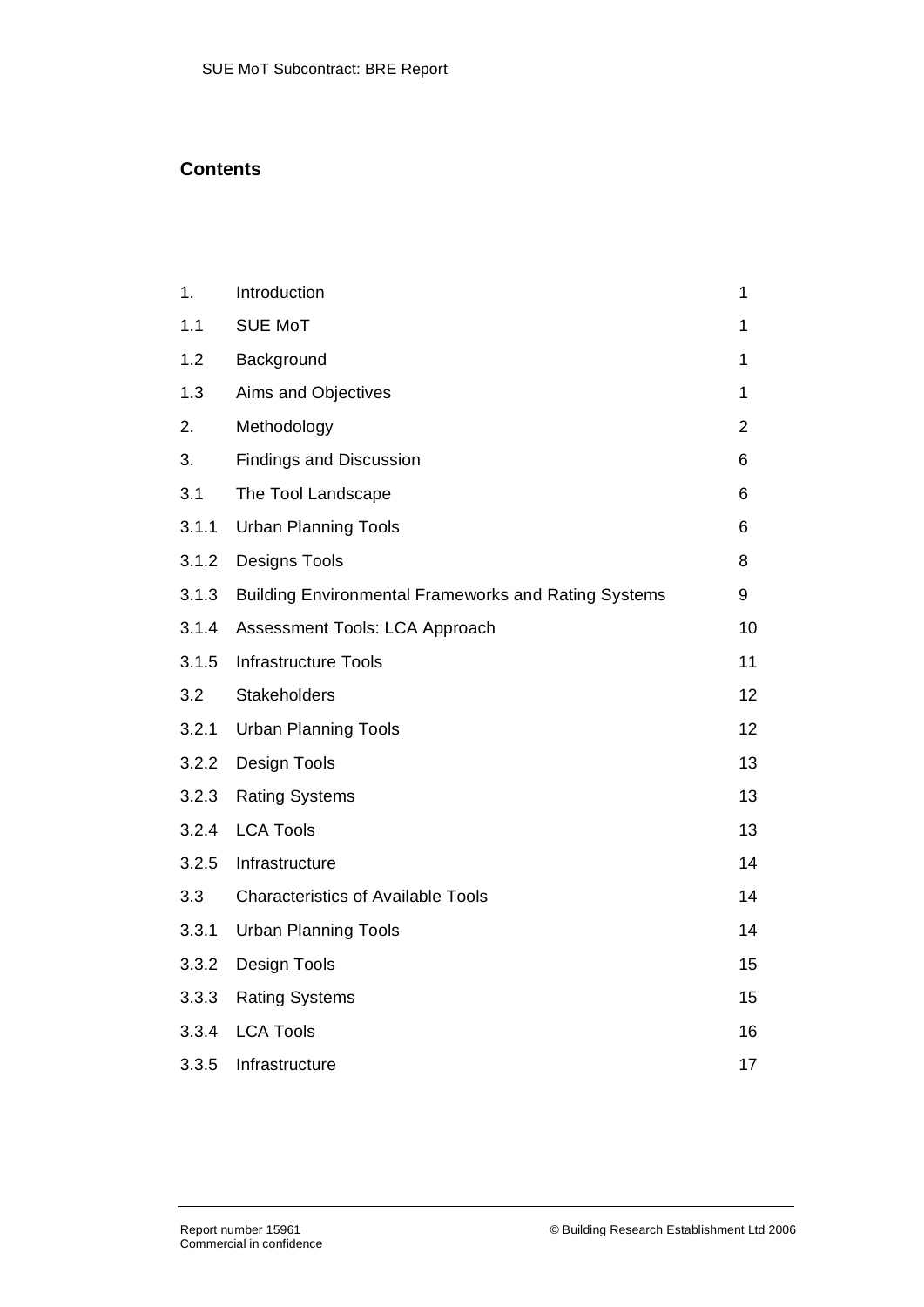## Contents

| | | |
|---|---|---|
| 1. | Introduction | 1 |
| 1.1 | SUE MoT | 1 |
| 1.2 | Background | 1 |
| 1.3 | Aims and Objectives | 1 |
| 2. | Methodology | 2 |
| 3. | Findings and Discussion | 6 |
| 3.1 | The Tool Landscape | 6 |
| 3.1.1 | Urban Planning Tools | 6 |
| 3.1.2 | Designs Tools | 8 |
| 3.1.3 | Building Environmental Frameworks and Rating Systems | 9 |
| 3.1.4 | Assessment Tools: LCA Approach | 10 |
| 3.1.5 | Infrastructure Tools | 11 |
| 3.2 | Stakeholders | 12 |
| 3.2.1 | Urban Planning Tools | 12 |
| 3.2.2 | Design Tools | 13 |
| 3.2.3 | Rating Systems | 13 |
| 3.2.4 | LCA Tools | 13 |
| 3.2.5 | Infrastructure | 14 |
| 3.3 | Characteristics of Available Tools | 14 |
| 3.3.1 | Urban Planning Tools | 14 |
| 3.3.2 | Design Tools | 15 |
| 3.3.3 | Rating Systems | 15 |
| 3.3.4 | LCA Tools | 16 |
| 3.3.5 | Infrastructure | 17 |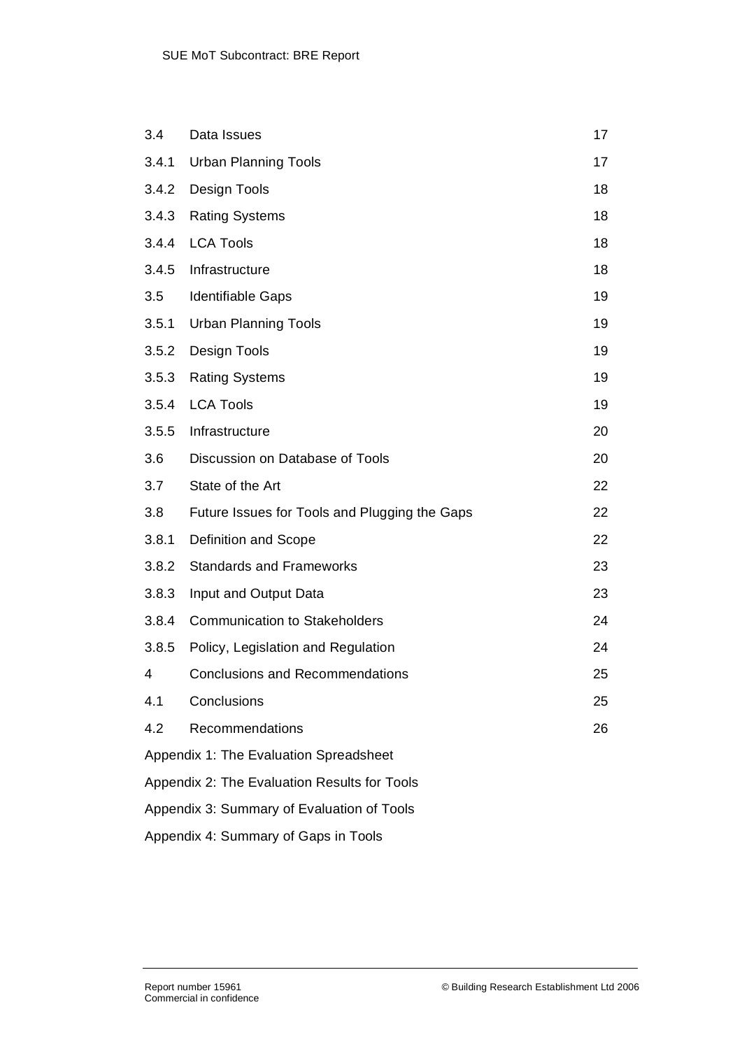| | | |
|---|---|---|
| 3.4 | Data Issues | 17 |
| 3.4.1 | Urban Planning Tools | 17 |
| 3.4.2 | Design Tools | 18 |
| 3.4.3 | Rating Systems | 18 |
| 3.4.4 | LCA Tools | 18 |
| 3.4.5 | Infrastructure | 18 |
| 3.5 | Identifiable Gaps | 19 |
| 3.5.1 | Urban Planning Tools | 19 |
| 3.5.2 | Design Tools | 19 |
| 3.5.3 | Rating Systems | 19 |
| 3.5.4 | LCA Tools | 19 |
| 3.5.5 | Infrastructure | 20 |
| 3.6 | Discussion on Database of Tools | 20 |
| 3.7 | State of the Art | 22 |
| 3.8 | Future Issues for Tools and Plugging the Gaps | 22 |
| 3.8.1 | Definition and Scope | 22 |
| 3.8.2 | Standards and Frameworks | 23 |
| 3.8.3 | Input and Output Data | 23 |
| 3.8.4 | Communication to Stakeholders | 24 |
| 3.8.5 | Policy, Legislation and Regulation | 24 |
| 4 | Conclusions and Recommendations | 25 |
| 4.1 | Conclusions | 25 |
| 4.2 | Recommendations | 26 |

Appendix 1: The Evaluation Spreadsheet

Appendix 2: The Evaluation Results for Tools

Appendix 3: Summary of Evaluation of Tools

Appendix 4: Summary of Gaps in Tools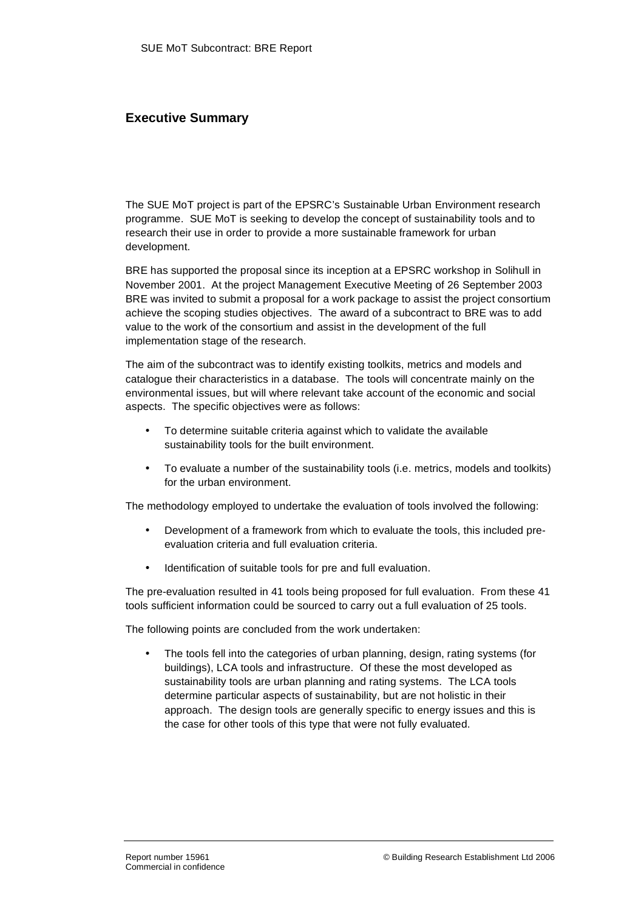## Executive Summary

The SUE MoT project is part of the EPSRC's Sustainable Urban Environment research programme. SUE MoT is seeking to develop the concept of sustainability tools and to research their use in order to provide a more sustainable framework for urban development.

BRE has supported the proposal since its inception at a EPSRC workshop in Solihull in November 2001. At the project Management Executive Meeting of 26 September 2003 BRE was invited to submit a proposal for a work package to assist the project consortium achieve the scoping studies objectives. The award of a subcontract to BRE was to add value to the work of the consortium and assist in the development of the full implementation stage of the research.

The aim of the subcontract was to identify existing toolkits, metrics and models and catalogue their characteristics in a database. The tools will concentrate mainly on the environmental issues, but will where relevant take account of the economic and social aspects. The specific objectives were as follows:

- To determine suitable criteria against which to validate the available sustainability tools for the built environment.
- To evaluate a number of the sustainability tools (i.e. metrics, models and toolkits) for the urban environment.

The methodology employed to undertake the evaluation of tools involved the following:

- Development of a framework from which to evaluate the tools, this included pre-evaluation criteria and full evaluation criteria.
- Identification of suitable tools for pre and full evaluation.

The pre-evaluation resulted in 41 tools being proposed for full evaluation. From these 41 tools sufficient information could be sourced to carry out a full evaluation of 25 tools.

The following points are concluded from the work undertaken:

- The tools fell into the categories of urban planning, design, rating systems (for buildings), LCA tools and infrastructure. Of these the most developed as sustainability tools are urban planning and rating systems. The LCA tools determine particular aspects of sustainability, but are not holistic in their approach. The design tools are generally specific to energy issues and this is the case for other tools of this type that were not fully evaluated.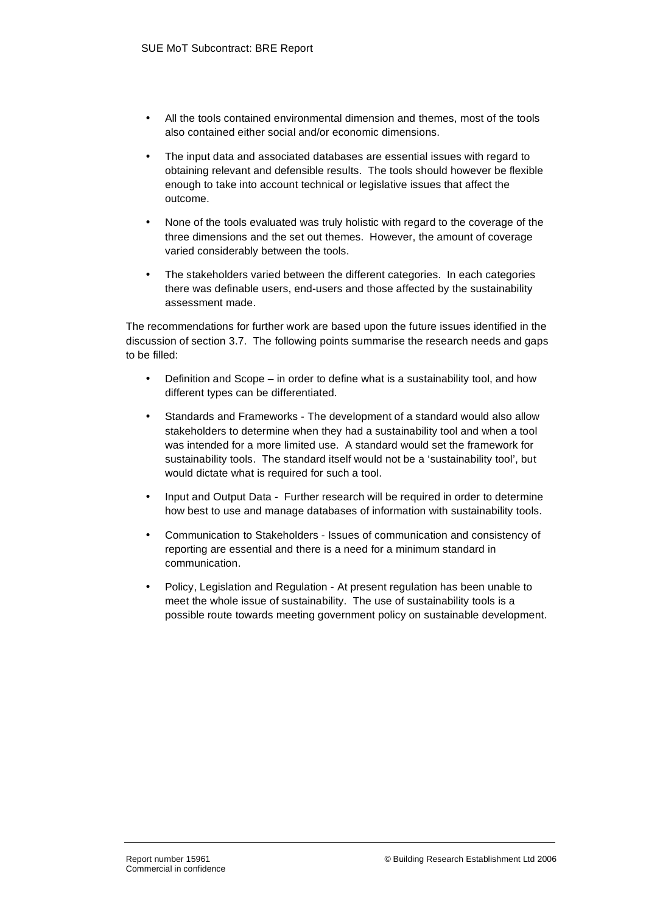- All the tools contained environmental dimension and themes, most of the tools also contained either social and/or economic dimensions.
- The input data and associated databases are essential issues with regard to obtaining relevant and defensible results. The tools should however be flexible enough to take into account technical or legislative issues that affect the outcome.
- None of the tools evaluated was truly holistic with regard to the coverage of the three dimensions and the set out themes. However, the amount of coverage varied considerably between the tools.
- The stakeholders varied between the different categories. In each categories there was definable users, end-users and those affected by the sustainability assessment made.

The recommendations for further work are based upon the future issues identified in the discussion of section 3.7. The following points summarise the research needs and gaps to be filled:

- Definition and Scope – in order to define what is a sustainability tool, and how different types can be differentiated.
- Standards and Frameworks - The development of a standard would also allow stakeholders to determine when they had a sustainability tool and when a tool was intended for a more limited use. A standard would set the framework for sustainability tools. The standard itself would not be a 'sustainability tool', but would dictate what is required for such a tool.
- Input and Output Data - Further research will be required in order to determine how best to use and manage databases of information with sustainability tools.
- Communication to Stakeholders - Issues of communication and consistency of reporting are essential and there is a need for a minimum standard in communication.
- Policy, Legislation and Regulation - At present regulation has been unable to meet the whole issue of sustainability. The use of sustainability tools is a possible route towards meeting government policy on sustainable development.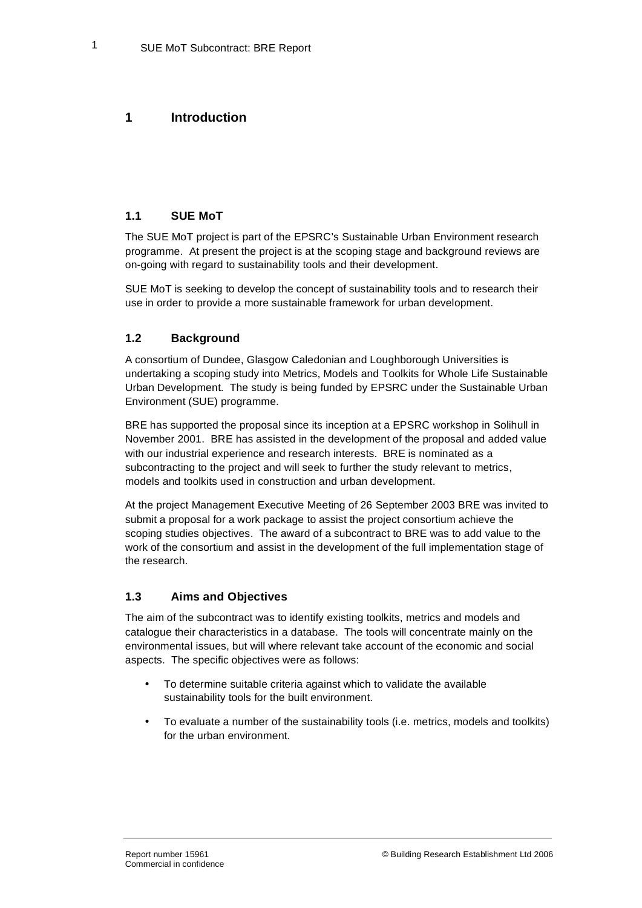# 1 Introduction

## 1.1 SUE MoT

The SUE MoT project is part of the EPSRC's Sustainable Urban Environment research programme. At present the project is at the scoping stage and background reviews are on-going with regard to sustainability tools and their development.

SUE MoT is seeking to develop the concept of sustainability tools and to research their use in order to provide a more sustainable framework for urban development.

## 1.2 Background

A consortium of Dundee, Glasgow Caledonian and Loughborough Universities is undertaking a scoping study into Metrics, Models and Toolkits for Whole Life Sustainable Urban Development. The study is being funded by EPSRC under the Sustainable Urban Environment (SUE) programme.

BRE has supported the proposal since its inception at a EPSRC workshop in Solihull in November 2001. BRE has assisted in the development of the proposal and added value with our industrial experience and research interests. BRE is nominated as a subcontracting to the project and will seek to further the study relevant to metrics, models and toolkits used in construction and urban development.

At the project Management Executive Meeting of 26 September 2003 BRE was invited to submit a proposal for a work package to assist the project consortium achieve the scoping studies objectives. The award of a subcontract to BRE was to add value to the work of the consortium and assist in the development of the full implementation stage of the research.

## 1.3 Aims and Objectives

The aim of the subcontract was to identify existing toolkits, metrics and models and catalogue their characteristics in a database. The tools will concentrate mainly on the environmental issues, but will where relevant take account of the economic and social aspects. The specific objectives were as follows:

- To determine suitable criteria against which to validate the available sustainability tools for the built environment.
- To evaluate a number of the sustainability tools (i.e. metrics, models and toolkits) for the urban environment.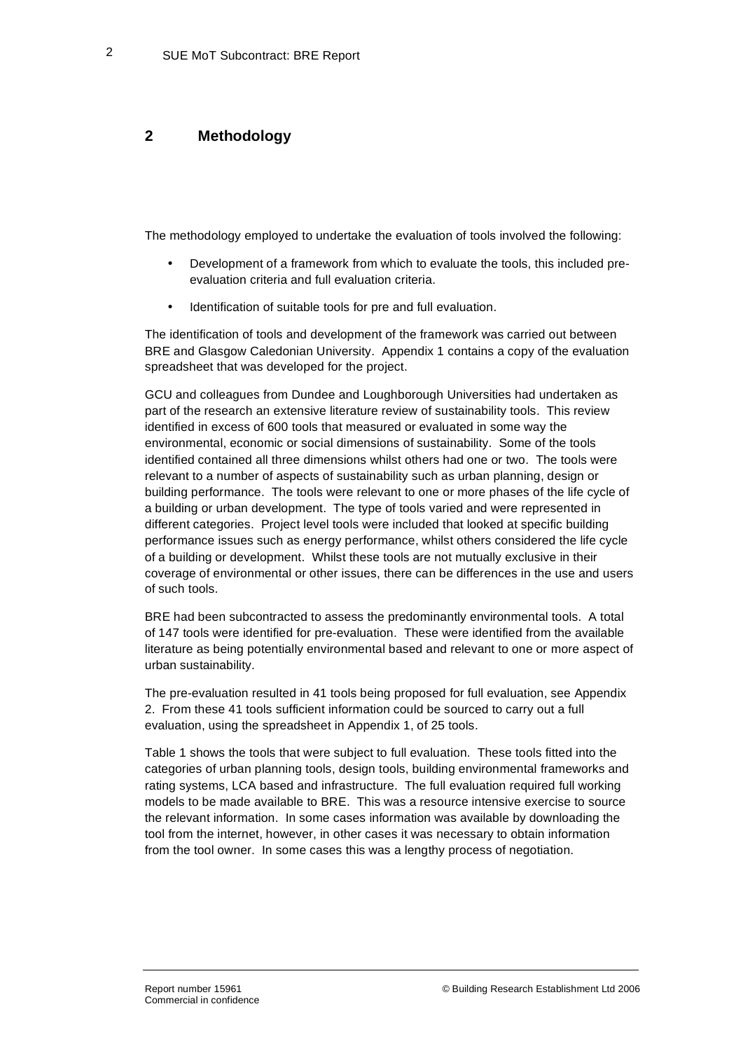## 2 Methodology

The methodology employed to undertake the evaluation of tools involved the following:

- Development of a framework from which to evaluate the tools, this included pre-evaluation criteria and full evaluation criteria.
- Identification of suitable tools for pre and full evaluation.

The identification of tools and development of the framework was carried out between BRE and Glasgow Caledonian University. Appendix 1 contains a copy of the evaluation spreadsheet that was developed for the project.

GCU and colleagues from Dundee and Loughborough Universities had undertaken as part of the research an extensive literature review of sustainability tools. This review identified in excess of 600 tools that measured or evaluated in some way the environmental, economic or social dimensions of sustainability. Some of the tools identified contained all three dimensions whilst others had one or two. The tools were relevant to a number of aspects of sustainability such as urban planning, design or building performance. The tools were relevant to one or more phases of the life cycle of a building or urban development. The type of tools varied and were represented in different categories. Project level tools were included that looked at specific building performance issues such as energy performance, whilst others considered the life cycle of a building or development. Whilst these tools are not mutually exclusive in their coverage of environmental or other issues, there can be differences in the use and users of such tools.

BRE had been subcontracted to assess the predominantly environmental tools. A total of 147 tools were identified for pre-evaluation. These were identified from the available literature as being potentially environmental based and relevant to one or more aspect of urban sustainability.

The pre-evaluation resulted in 41 tools being proposed for full evaluation, see Appendix 2. From these 41 tools sufficient information could be sourced to carry out a full evaluation, using the spreadsheet in Appendix 1, of 25 tools.

Table 1 shows the tools that were subject to full evaluation. These tools fitted into the categories of urban planning tools, design tools, building environmental frameworks and rating systems, LCA based and infrastructure. The full evaluation required full working models to be made available to BRE. This was a resource intensive exercise to source the relevant information. In some cases information was available by downloading the tool from the internet, however, in other cases it was necessary to obtain information from the tool owner. In some cases this was a lengthy process of negotiation.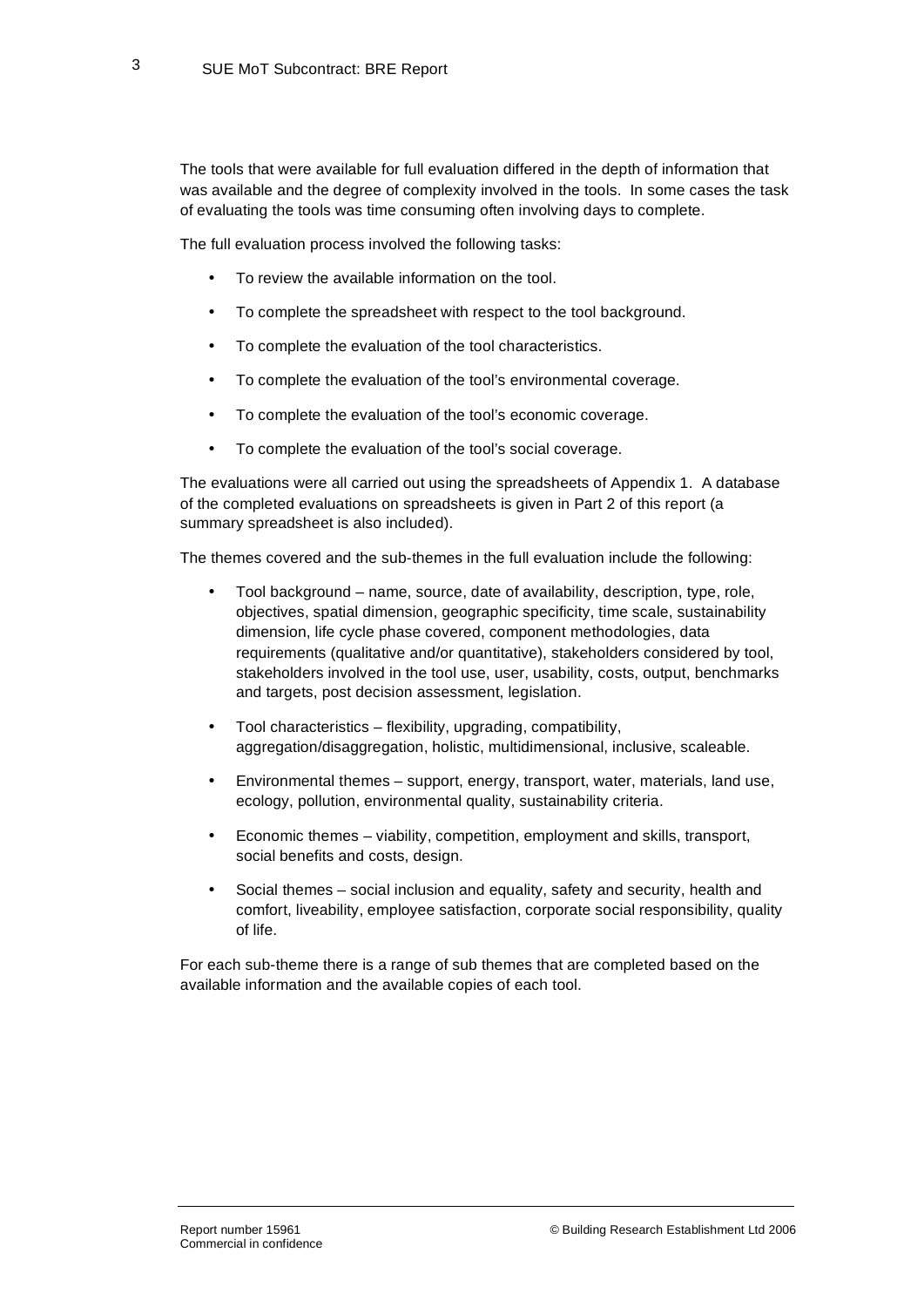The tools that were available for full evaluation differed in the depth of information that was available and the degree of complexity involved in the tools. In some cases the task of evaluating the tools was time consuming often involving days to complete.

The full evaluation process involved the following tasks:

- To review the available information on the tool.
- To complete the spreadsheet with respect to the tool background.
- To complete the evaluation of the tool characteristics.
- To complete the evaluation of the tool's environmental coverage.
- To complete the evaluation of the tool's economic coverage.
- To complete the evaluation of the tool's social coverage.

The evaluations were all carried out using the spreadsheets of Appendix 1. A database of the completed evaluations on spreadsheets is given in Part 2 of this report (a summary spreadsheet is also included).

The themes covered and the sub-themes in the full evaluation include the following:

- Tool background – name, source, date of availability, description, type, role, objectives, spatial dimension, geographic specificity, time scale, sustainability dimension, life cycle phase covered, component methodologies, data requirements (qualitative and/or quantitative), stakeholders considered by tool, stakeholders involved in the tool use, user, usability, costs, output, benchmarks and targets, post decision assessment, legislation.
- Tool characteristics – flexibility, upgrading, compatibility, aggregation/disaggregation, holistic, multidimensional, inclusive, scaleable.
- Environmental themes – support, energy, transport, water, materials, land use, ecology, pollution, environmental quality, sustainability criteria.
- Economic themes – viability, competition, employment and skills, transport, social benefits and costs, design.
- Social themes – social inclusion and equality, safety and security, health and comfort, liveability, employee satisfaction, corporate social responsibility, quality of life.

For each sub-theme there is a range of sub themes that are completed based on the available information and the available copies of each tool.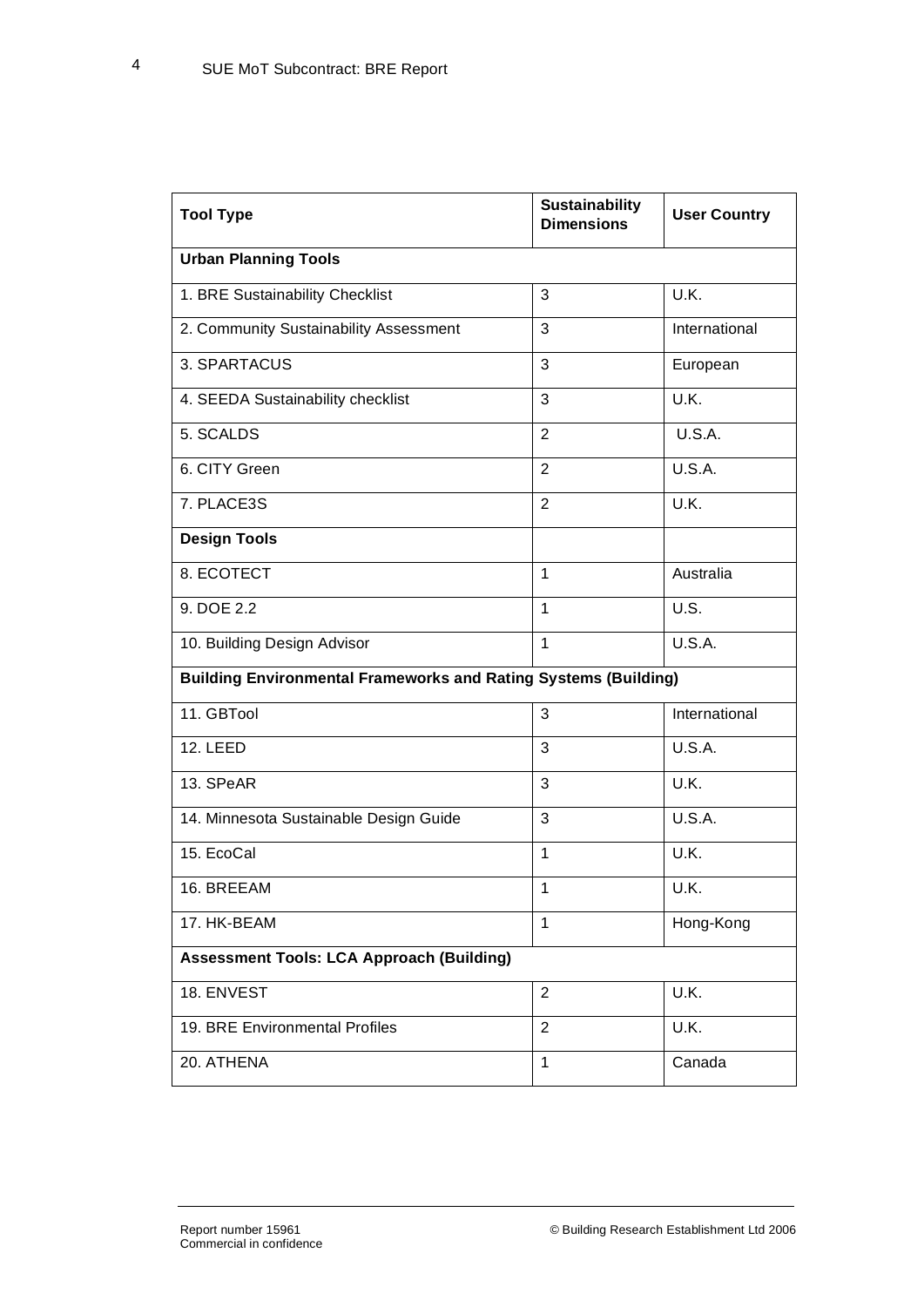| Tool Type | Sustainability Dimensions | User Country |
|---|---|---|
| **Urban Planning Tools** | | |
| 1. BRE Sustainability Checklist | 3 | U.K. |
| 2. Community Sustainability Assessment | 3 | International |
| 3. SPARTACUS | 3 | European |
| 4. SEEDA Sustainability checklist | 3 | U.K. |
| 5. SCALDS | 2 | U.S.A. |
| 6. CITY Green | 2 | U.S.A. |
| 7. PLACE3S | 2 | U.K. |
| **Design Tools** | | |
| 8. ECOTECT | 1 | Australia |
| 9. DOE 2.2 | 1 | U.S. |
| 10. Building Design Advisor | 1 | U.S.A. |
| **Building Environmental Frameworks and Rating Systems (Building)** | | |
| 11. GBTool | 3 | International |
| 12. LEED | 3 | U.S.A. |
| 13. SPeAR | 3 | U.K. |
| 14. Minnesota Sustainable Design Guide | 3 | U.S.A. |
| 15. EcoCal | 1 | U.K. |
| 16. BREEAM | 1 | U.K. |
| 17. HK-BEAM | 1 | Hong-Kong |
| **Assessment Tools: LCA Approach (Building)** | | |
| 18. ENVEST | 2 | U.K. |
| 19. BRE Environmental Profiles | 2 | U.K. |
| 20. ATHENA | 1 | Canada |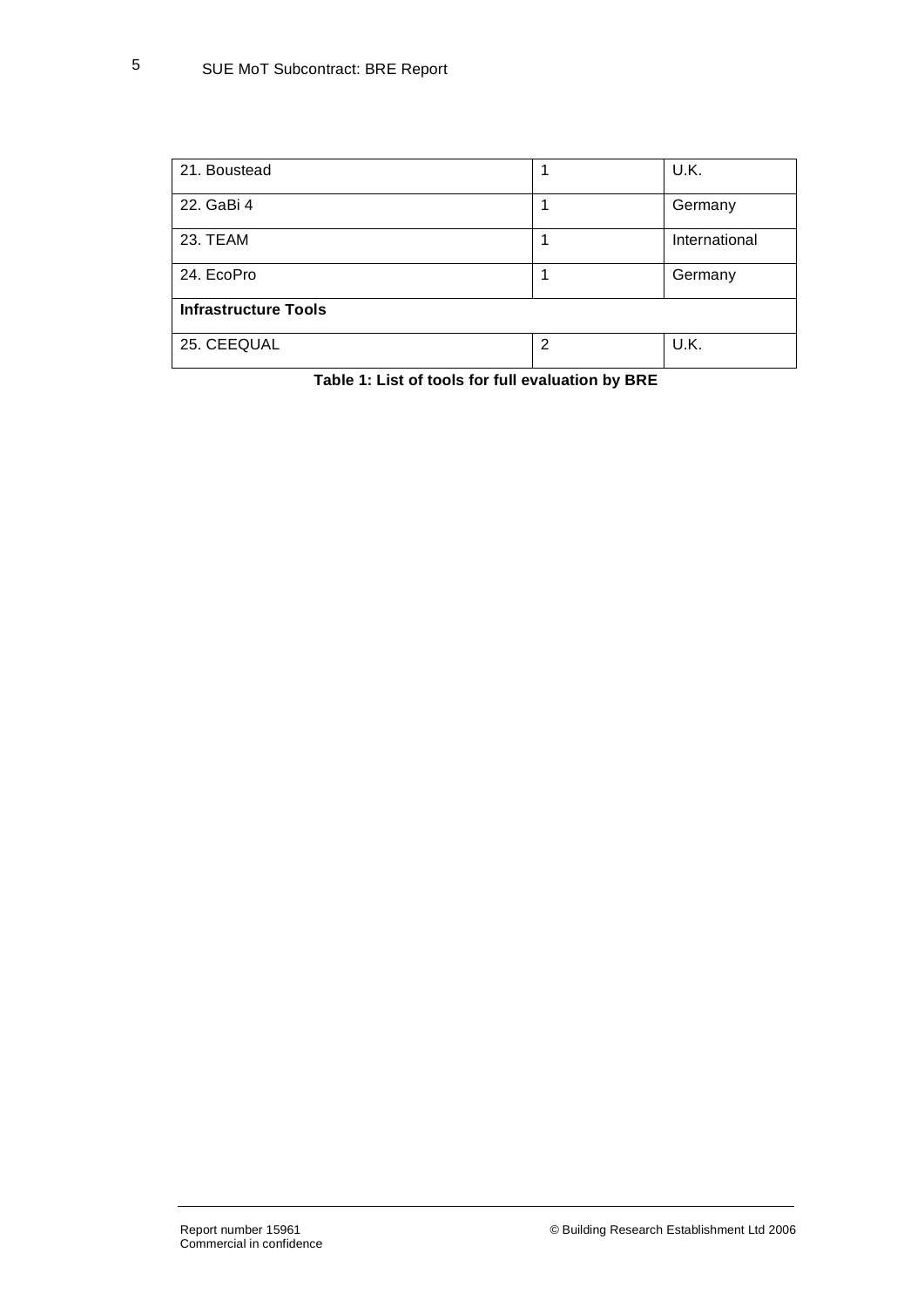| | | |
|---|---|---|
| 21. Boustead | 1 | U.K. |
| 22. GaBi 4 | 1 | Germany |
| 23. TEAM | 1 | International |
| 24. EcoPro | 1 | Germany |
| **Infrastructure Tools** | | |
| 25. CEEQUAL | 2 | U.K. |

**Table 1: List of tools for full evaluation by BRE**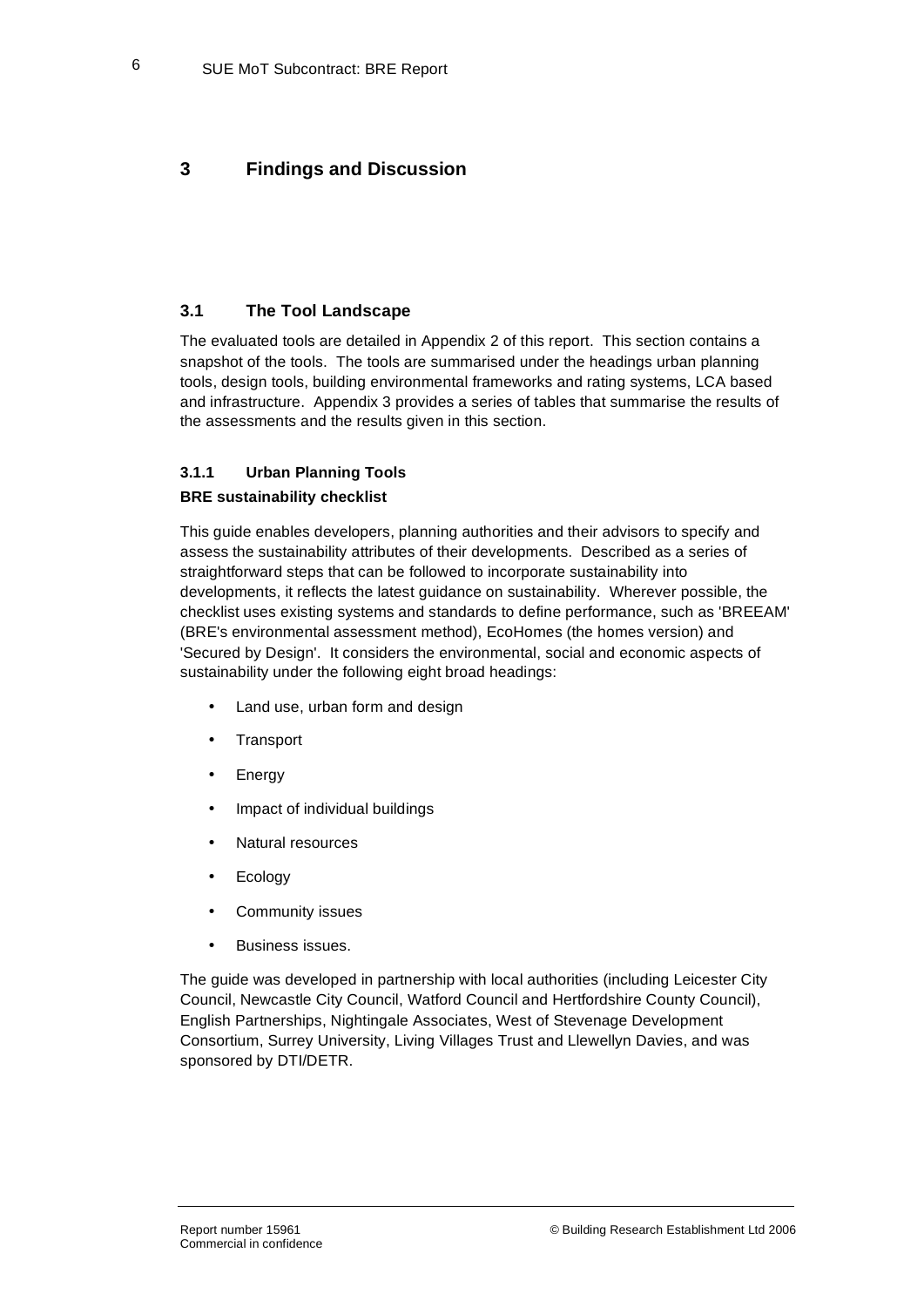# 3 Findings and Discussion

## 3.1 The Tool Landscape

The evaluated tools are detailed in Appendix 2 of this report. This section contains a snapshot of the tools. The tools are summarised under the headings urban planning tools, design tools, building environmental frameworks and rating systems, LCA based and infrastructure. Appendix 3 provides a series of tables that summarise the results of the assessments and the results given in this section.

### 3.1.1 Urban Planning Tools

**BRE sustainability checklist**

This guide enables developers, planning authorities and their advisors to specify and assess the sustainability attributes of their developments. Described as a series of straightforward steps that can be followed to incorporate sustainability into developments, it reflects the latest guidance on sustainability. Wherever possible, the checklist uses existing systems and standards to define performance, such as 'BREEAM' (BRE's environmental assessment method), EcoHomes (the homes version) and 'Secured by Design'. It considers the environmental, social and economic aspects of sustainability under the following eight broad headings:

- Land use, urban form and design
- Transport
- Energy
- Impact of individual buildings
- Natural resources
- Ecology
- Community issues
- Business issues.

The guide was developed in partnership with local authorities (including Leicester City Council, Newcastle City Council, Watford Council and Hertfordshire County Council), English Partnerships, Nightingale Associates, West of Stevenage Development Consortium, Surrey University, Living Villages Trust and Llewellyn Davies, and was sponsored by DTI/DETR.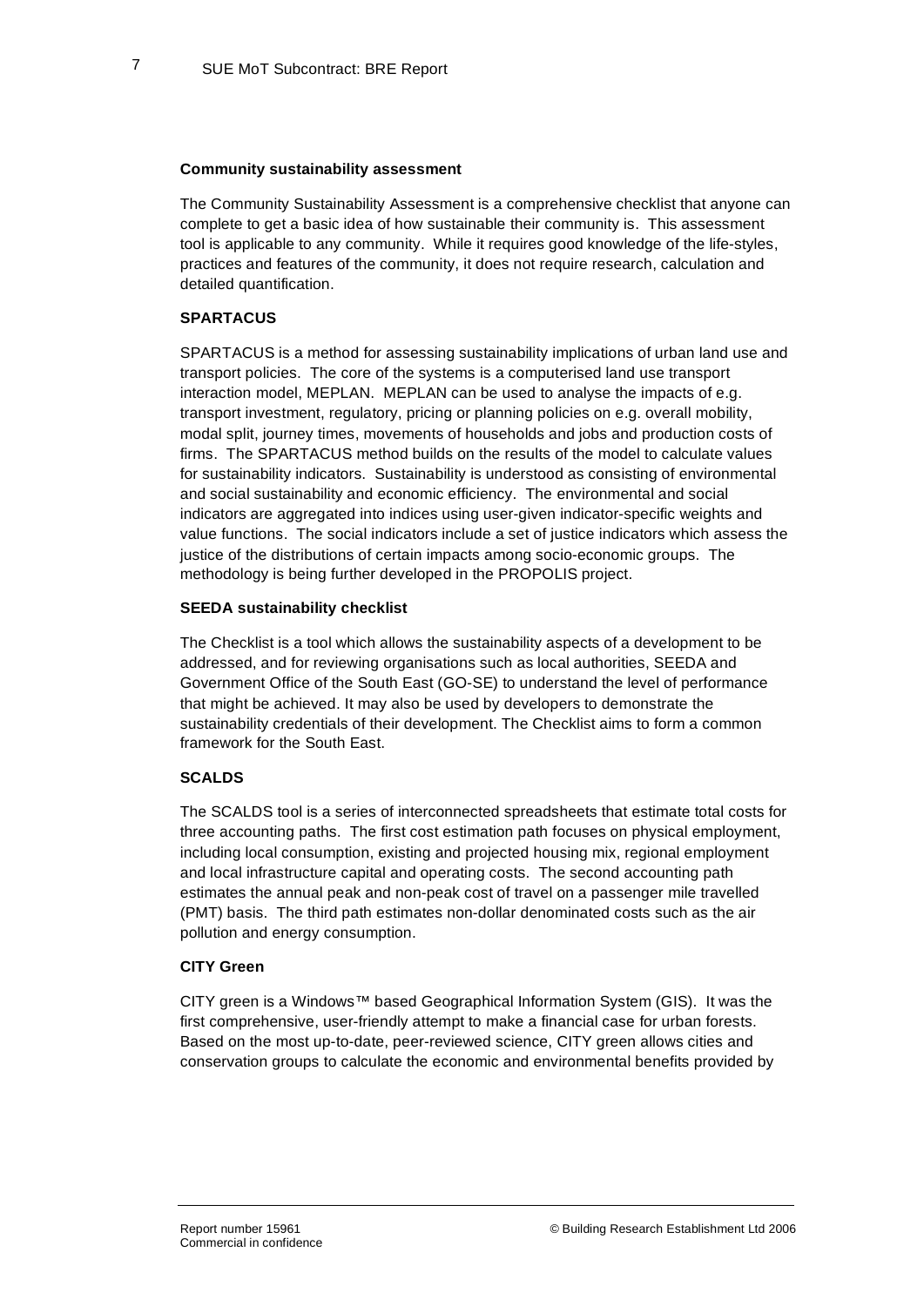**Community sustainability assessment**

The Community Sustainability Assessment is a comprehensive checklist that anyone can complete to get a basic idea of how sustainable their community is. This assessment tool is applicable to any community. While it requires good knowledge of the life-styles, practices and features of the community, it does not require research, calculation and detailed quantification.

**SPARTACUS**

SPARTACUS is a method for assessing sustainability implications of urban land use and transport policies. The core of the systems is a computerised land use transport interaction model, MEPLAN. MEPLAN can be used to analyse the impacts of e.g. transport investment, regulatory, pricing or planning policies on e.g. overall mobility, modal split, journey times, movements of households and jobs and production costs of firms. The SPARTACUS method builds on the results of the model to calculate values for sustainability indicators. Sustainability is understood as consisting of environmental and social sustainability and economic efficiency. The environmental and social indicators are aggregated into indices using user-given indicator-specific weights and value functions. The social indicators include a set of justice indicators which assess the justice of the distributions of certain impacts among socio-economic groups. The methodology is being further developed in the PROPOLIS project.

**SEEDA sustainability checklist**

The Checklist is a tool which allows the sustainability aspects of a development to be addressed, and for reviewing organisations such as local authorities, SEEDA and Government Office of the South East (GO-SE) to understand the level of performance that might be achieved. It may also be used by developers to demonstrate the sustainability credentials of their development. The Checklist aims to form a common framework for the South East.

**SCALDS**

The SCALDS tool is a series of interconnected spreadsheets that estimate total costs for three accounting paths. The first cost estimation path focuses on physical employment, including local consumption, existing and projected housing mix, regional employment and local infrastructure capital and operating costs. The second accounting path estimates the annual peak and non-peak cost of travel on a passenger mile travelled (PMT) basis. The third path estimates non-dollar denominated costs such as the air pollution and energy consumption.

**CITY Green**

CITY green is a Windows™ based Geographical Information System (GIS). It was the first comprehensive, user-friendly attempt to make a financial case for urban forests. Based on the most up-to-date, peer-reviewed science, CITY green allows cities and conservation groups to calculate the economic and environmental benefits provided by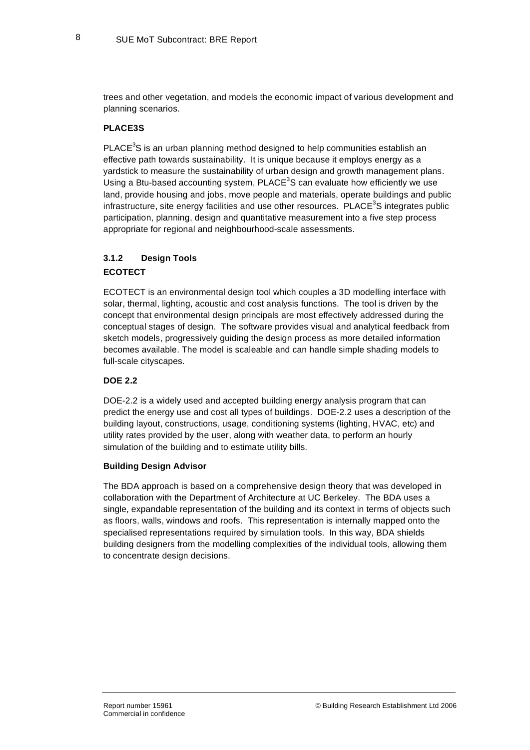trees and other vegetation, and models the economic impact of various development and planning scenarios.

**PLACE3S**

PLACE$^3$S is an urban planning method designed to help communities establish an effective path towards sustainability. It is unique because it employs energy as a yardstick to measure the sustainability of urban design and growth management plans. Using a Btu-based accounting system, PLACE$^3$S can evaluate how efficiently we use land, provide housing and jobs, move people and materials, operate buildings and public infrastructure, site energy facilities and use other resources. PLACE$^3$S integrates public participation, planning, design and quantitative measurement into a five step process appropriate for regional and neighbourhood-scale assessments.

### 3.1.2 Design Tools

**ECOTECT**

ECOTECT is an environmental design tool which couples a 3D modelling interface with solar, thermal, lighting, acoustic and cost analysis functions. The tool is driven by the concept that environmental design principals are most effectively addressed during the conceptual stages of design. The software provides visual and analytical feedback from sketch models, progressively guiding the design process as more detailed information becomes available. The model is scaleable and can handle simple shading models to full-scale cityscapes.

**DOE 2.2**

DOE-2.2 is a widely used and accepted building energy analysis program that can predict the energy use and cost all types of buildings. DOE-2.2 uses a description of the building layout, constructions, usage, conditioning systems (lighting, HVAC, etc) and utility rates provided by the user, along with weather data, to perform an hourly simulation of the building and to estimate utility bills.

**Building Design Advisor**

The BDA approach is based on a comprehensive design theory that was developed in collaboration with the Department of Architecture at UC Berkeley. The BDA uses a single, expandable representation of the building and its context in terms of objects such as floors, walls, windows and roofs. This representation is internally mapped onto the specialised representations required by simulation tools. In this way, BDA shields building designers from the modelling complexities of the individual tools, allowing them to concentrate design decisions.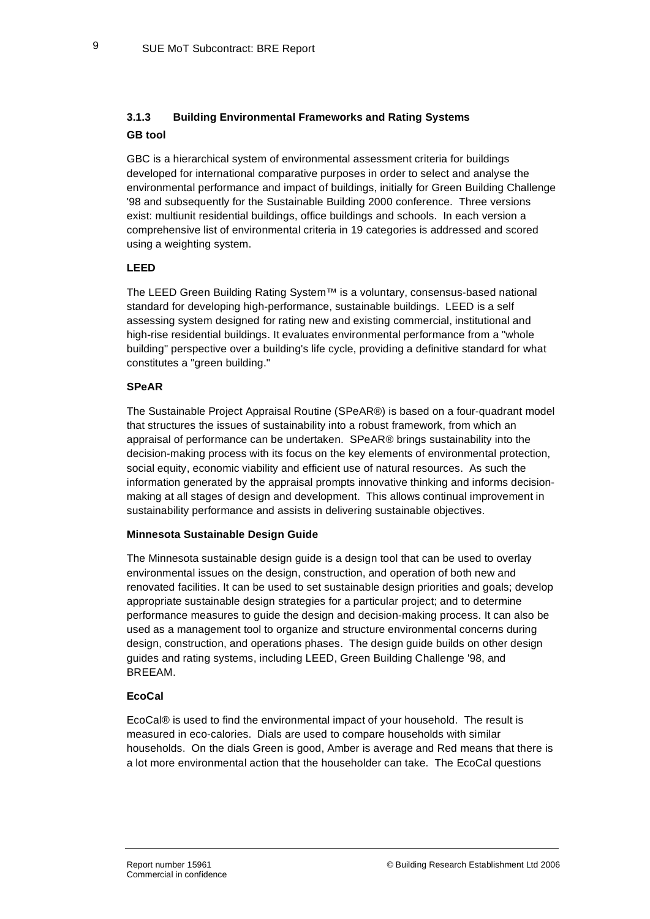### 3.1.3 Building Environmental Frameworks and Rating Systems

**GB tool**

GBC is a hierarchical system of environmental assessment criteria for buildings developed for international comparative purposes in order to select and analyse the environmental performance and impact of buildings, initially for Green Building Challenge '98 and subsequently for the Sustainable Building 2000 conference. Three versions exist: multiunit residential buildings, office buildings and schools. In each version a comprehensive list of environmental criteria in 19 categories is addressed and scored using a weighting system.

**LEED**

The LEED Green Building Rating System™ is a voluntary, consensus-based national standard for developing high-performance, sustainable buildings. LEED is a self assessing system designed for rating new and existing commercial, institutional and high-rise residential buildings. It evaluates environmental performance from a "whole building" perspective over a building's life cycle, providing a definitive standard for what constitutes a "green building."

**SPeAR**

The Sustainable Project Appraisal Routine (SPeAR®) is based on a four-quadrant model that structures the issues of sustainability into a robust framework, from which an appraisal of performance can be undertaken. SPeAR® brings sustainability into the decision-making process with its focus on the key elements of environmental protection, social equity, economic viability and efficient use of natural resources. As such the information generated by the appraisal prompts innovative thinking and informs decision-making at all stages of design and development. This allows continual improvement in sustainability performance and assists in delivering sustainable objectives.

**Minnesota Sustainable Design Guide**

The Minnesota sustainable design guide is a design tool that can be used to overlay environmental issues on the design, construction, and operation of both new and renovated facilities. It can be used to set sustainable design priorities and goals; develop appropriate sustainable design strategies for a particular project; and to determine performance measures to guide the design and decision-making process. It can also be used as a management tool to organize and structure environmental concerns during design, construction, and operations phases. The design guide builds on other design guides and rating systems, including LEED, Green Building Challenge '98, and BREEAM.

**EcoCal**

EcoCal® is used to find the environmental impact of your household. The result is measured in eco-calories. Dials are used to compare households with similar households. On the dials Green is good, Amber is average and Red means that there is a lot more environmental action that the householder can take. The EcoCal questions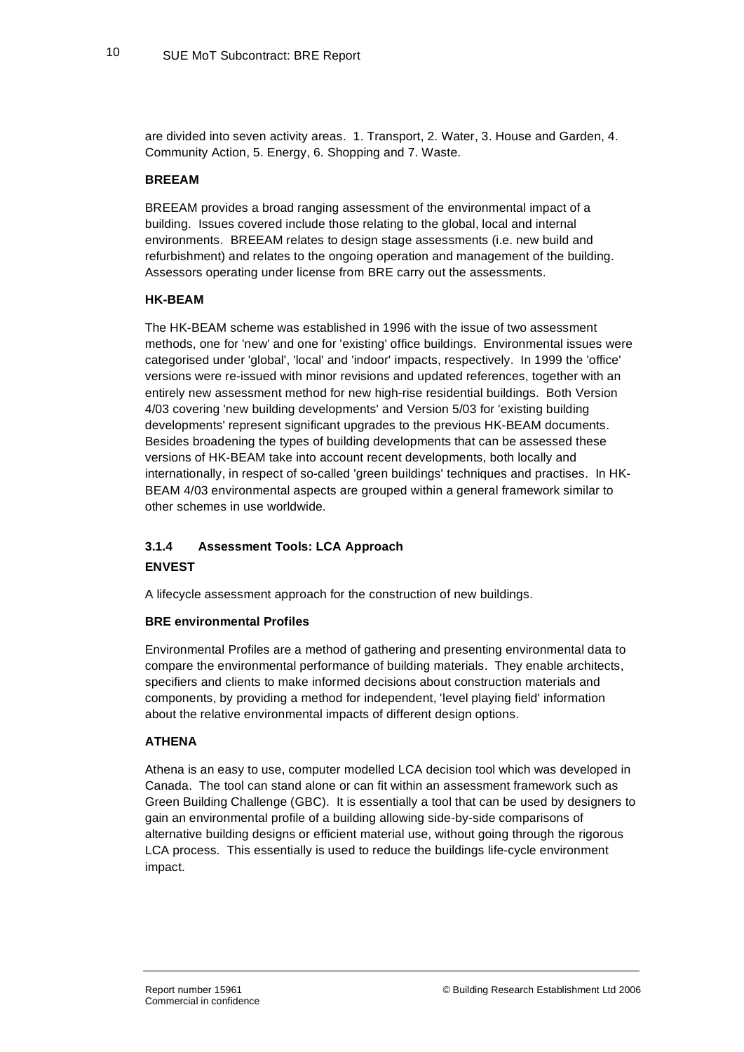are divided into seven activity areas. 1. Transport, 2. Water, 3. House and Garden, 4. Community Action, 5. Energy, 6. Shopping and 7. Waste.

**BREEAM**

BREEAM provides a broad ranging assessment of the environmental impact of a building. Issues covered include those relating to the global, local and internal environments. BREEAM relates to design stage assessments (i.e. new build and refurbishment) and relates to the ongoing operation and management of the building. Assessors operating under license from BRE carry out the assessments.

**HK-BEAM**

The HK-BEAM scheme was established in 1996 with the issue of two assessment methods, one for 'new' and one for 'existing' office buildings. Environmental issues were categorised under 'global', 'local' and 'indoor' impacts, respectively. In 1999 the 'office' versions were re-issued with minor revisions and updated references, together with an entirely new assessment method for new high-rise residential buildings. Both Version 4/03 covering 'new building developments' and Version 5/03 for 'existing building developments' represent significant upgrades to the previous HK-BEAM documents. Besides broadening the types of building developments that can be assessed these versions of HK-BEAM take into account recent developments, both locally and internationally, in respect of so-called 'green buildings' techniques and practises. In HK-BEAM 4/03 environmental aspects are grouped within a general framework similar to other schemes in use worldwide.

### 3.1.4 Assessment Tools: LCA Approach

**ENVEST**

A lifecycle assessment approach for the construction of new buildings.

**BRE environmental Profiles**

Environmental Profiles are a method of gathering and presenting environmental data to compare the environmental performance of building materials. They enable architects, specifiers and clients to make informed decisions about construction materials and components, by providing a method for independent, 'level playing field' information about the relative environmental impacts of different design options.

**ATHENA**

Athena is an easy to use, computer modelled LCA decision tool which was developed in Canada. The tool can stand alone or can fit within an assessment framework such as Green Building Challenge (GBC). It is essentially a tool that can be used by designers to gain an environmental profile of a building allowing side-by-side comparisons of alternative building designs or efficient material use, without going through the rigorous LCA process. This essentially is used to reduce the buildings life-cycle environment impact.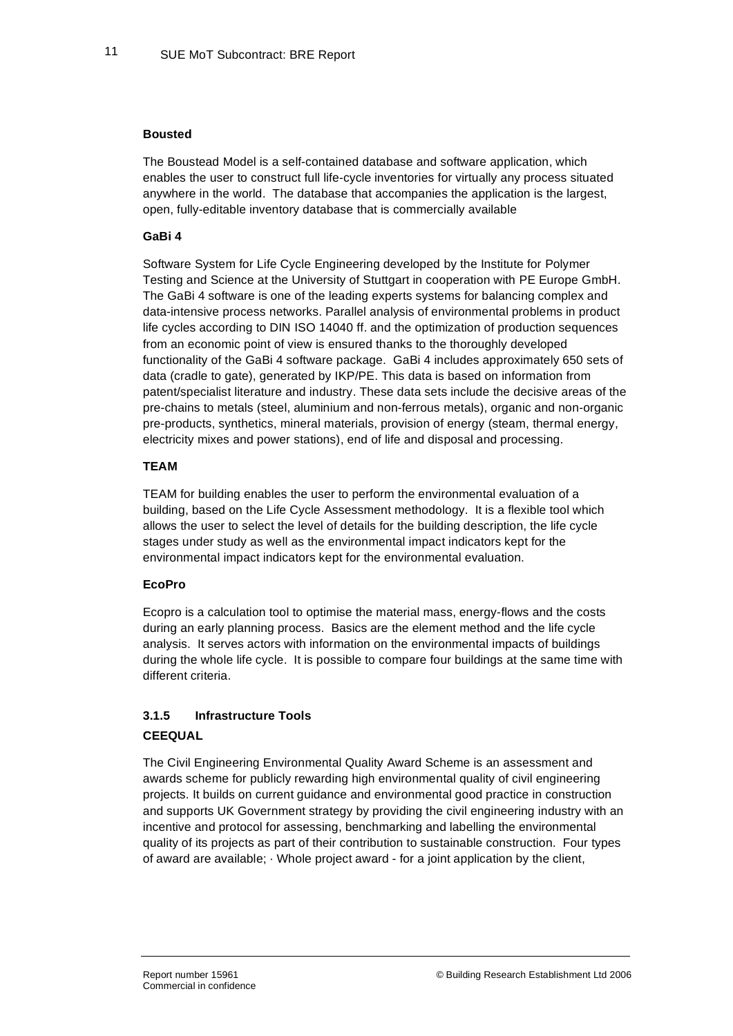**Bousted**

The Boustead Model is a self-contained database and software application, which enables the user to construct full life-cycle inventories for virtually any process situated anywhere in the world. The database that accompanies the application is the largest, open, fully-editable inventory database that is commercially available

**GaBi 4**

Software System for Life Cycle Engineering developed by the Institute for Polymer Testing and Science at the University of Stuttgart in cooperation with PE Europe GmbH. The GaBi 4 software is one of the leading experts systems for balancing complex and data-intensive process networks. Parallel analysis of environmental problems in product life cycles according to DIN ISO 14040 ff. and the optimization of production sequences from an economic point of view is ensured thanks to the thoroughly developed functionality of the GaBi 4 software package. GaBi 4 includes approximately 650 sets of data (cradle to gate), generated by IKP/PE. This data is based on information from patent/specialist literature and industry. These data sets include the decisive areas of the pre-chains to metals (steel, aluminium and non-ferrous metals), organic and non-organic pre-products, synthetics, mineral materials, provision of energy (steam, thermal energy, electricity mixes and power stations), end of life and disposal and processing.

**TEAM**

TEAM for building enables the user to perform the environmental evaluation of a building, based on the Life Cycle Assessment methodology. It is a flexible tool which allows the user to select the level of details for the building description, the life cycle stages under study as well as the environmental impact indicators kept for the environmental impact indicators kept for the environmental evaluation.

**EcoPro**

Ecopro is a calculation tool to optimise the material mass, energy-flows and the costs during an early planning process. Basics are the element method and the life cycle analysis. It serves actors with information on the environmental impacts of buildings during the whole life cycle. It is possible to compare four buildings at the same time with different criteria.

### 3.1.5 Infrastructure Tools

**CEEQUAL**

The Civil Engineering Environmental Quality Award Scheme is an assessment and awards scheme for publicly rewarding high environmental quality of civil engineering projects. It builds on current guidance and environmental good practice in construction and supports UK Government strategy by providing the civil engineering industry with an incentive and protocol for assessing, benchmarking and labelling the environmental quality of its projects as part of their contribution to sustainable construction. Four types of award are available; · Whole project award - for a joint application by the client,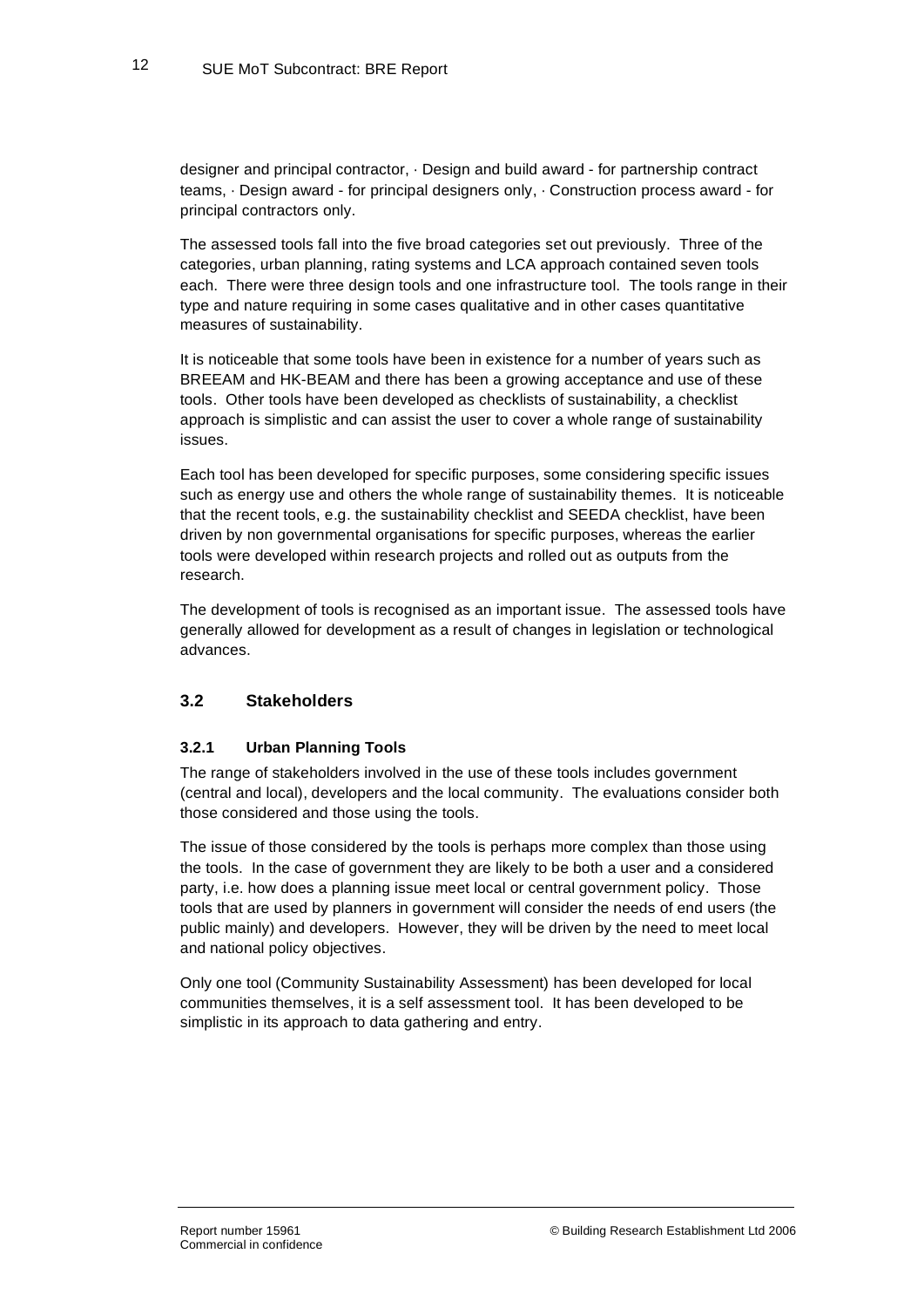designer and principal contractor, · Design and build award - for partnership contract teams, · Design award - for principal designers only, · Construction process award - for principal contractors only.

The assessed tools fall into the five broad categories set out previously. Three of the categories, urban planning, rating systems and LCA approach contained seven tools each. There were three design tools and one infrastructure tool. The tools range in their type and nature requiring in some cases qualitative and in other cases quantitative measures of sustainability.

It is noticeable that some tools have been in existence for a number of years such as BREEAM and HK-BEAM and there has been a growing acceptance and use of these tools. Other tools have been developed as checklists of sustainability, a checklist approach is simplistic and can assist the user to cover a whole range of sustainability issues.

Each tool has been developed for specific purposes, some considering specific issues such as energy use and others the whole range of sustainability themes. It is noticeable that the recent tools, e.g. the sustainability checklist and SEEDA checklist, have been driven by non governmental organisations for specific purposes, whereas the earlier tools were developed within research projects and rolled out as outputs from the research.

The development of tools is recognised as an important issue. The assessed tools have generally allowed for development as a result of changes in legislation or technological advances.

## 3.2 Stakeholders

### 3.2.1 Urban Planning Tools

The range of stakeholders involved in the use of these tools includes government (central and local), developers and the local community. The evaluations consider both those considered and those using the tools.

The issue of those considered by the tools is perhaps more complex than those using the tools. In the case of government they are likely to be both a user and a considered party, i.e. how does a planning issue meet local or central government policy. Those tools that are used by planners in government will consider the needs of end users (the public mainly) and developers. However, they will be driven by the need to meet local and national policy objectives.

Only one tool (Community Sustainability Assessment) has been developed for local communities themselves, it is a self assessment tool. It has been developed to be simplistic in its approach to data gathering and entry.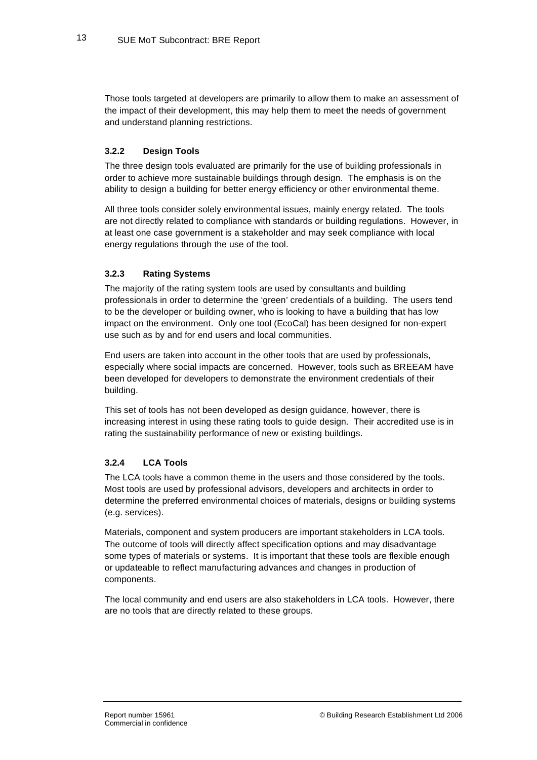Those tools targeted at developers are primarily to allow them to make an assessment of the impact of their development, this may help them to meet the needs of government and understand planning restrictions.

### 3.2.2 Design Tools

The three design tools evaluated are primarily for the use of building professionals in order to achieve more sustainable buildings through design. The emphasis is on the ability to design a building for better energy efficiency or other environmental theme.

All three tools consider solely environmental issues, mainly energy related. The tools are not directly related to compliance with standards or building regulations. However, in at least one case government is a stakeholder and may seek compliance with local energy regulations through the use of the tool.

### 3.2.3 Rating Systems

The majority of the rating system tools are used by consultants and building professionals in order to determine the 'green' credentials of a building. The users tend to be the developer or building owner, who is looking to have a building that has low impact on the environment. Only one tool (EcoCal) has been designed for non-expert use such as by and for end users and local communities.

End users are taken into account in the other tools that are used by professionals, especially where social impacts are concerned. However, tools such as BREEAM have been developed for developers to demonstrate the environment credentials of their building.

This set of tools has not been developed as design guidance, however, there is increasing interest in using these rating tools to guide design. Their accredited use is in rating the sustainability performance of new or existing buildings.

### 3.2.4 LCA Tools

The LCA tools have a common theme in the users and those considered by the tools. Most tools are used by professional advisors, developers and architects in order to determine the preferred environmental choices of materials, designs or building systems (e.g. services).

Materials, component and system producers are important stakeholders in LCA tools. The outcome of tools will directly affect specification options and may disadvantage some types of materials or systems. It is important that these tools are flexible enough or updateable to reflect manufacturing advances and changes in production of components.

The local community and end users are also stakeholders in LCA tools. However, there are no tools that are directly related to these groups.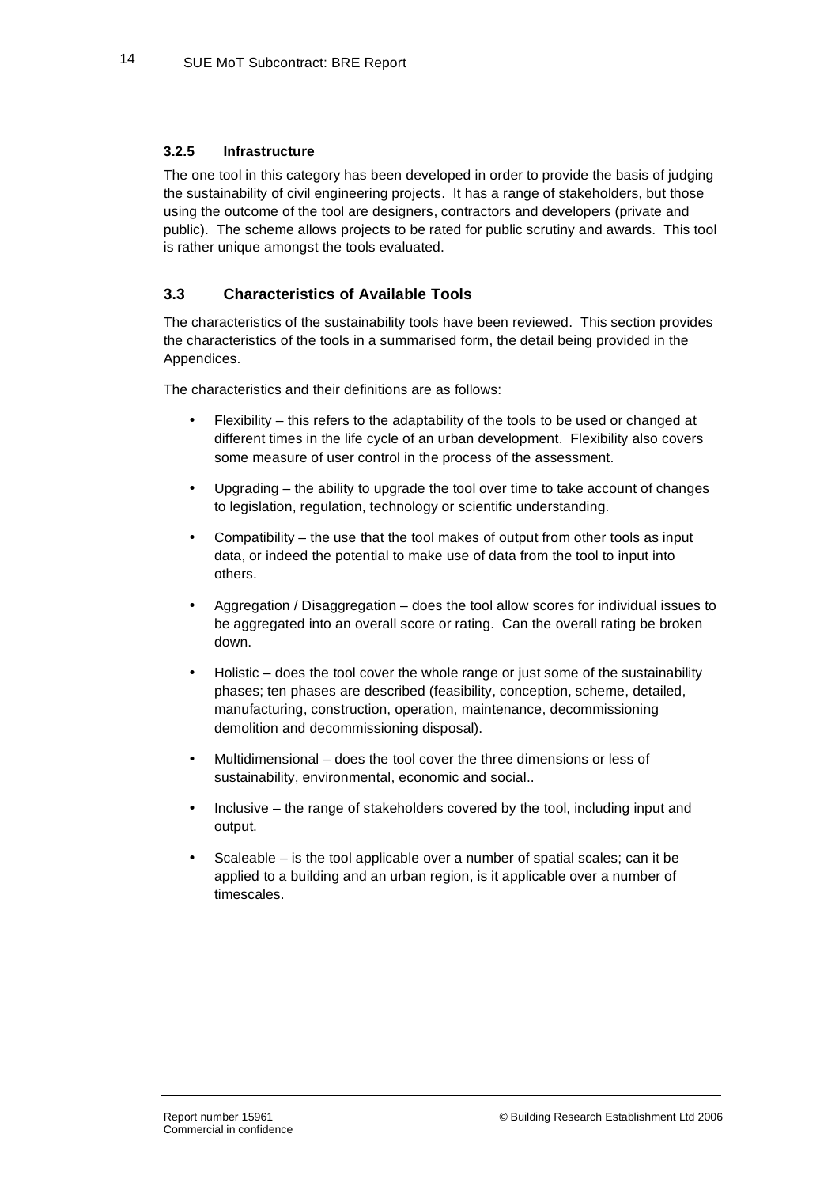#### 3.2.5 Infrastructure

The one tool in this category has been developed in order to provide the basis of judging the sustainability of civil engineering projects. It has a range of stakeholders, but those using the outcome of the tool are designers, contractors and developers (private and public). The scheme allows projects to be rated for public scrutiny and awards. This tool is rather unique amongst the tools evaluated.

### 3.3 Characteristics of Available Tools

The characteristics of the sustainability tools have been reviewed. This section provides the characteristics of the tools in a summarised form, the detail being provided in the Appendices.

The characteristics and their definitions are as follows:

- Flexibility – this refers to the adaptability of the tools to be used or changed at different times in the life cycle of an urban development. Flexibility also covers some measure of user control in the process of the assessment.
- Upgrading – the ability to upgrade the tool over time to take account of changes to legislation, regulation, technology or scientific understanding.
- Compatibility – the use that the tool makes of output from other tools as input data, or indeed the potential to make use of data from the tool to input into others.
- Aggregation / Disaggregation – does the tool allow scores for individual issues to be aggregated into an overall score or rating. Can the overall rating be broken down.
- Holistic – does the tool cover the whole range or just some of the sustainability phases; ten phases are described (feasibility, conception, scheme, detailed, manufacturing, construction, operation, maintenance, decommissioning demolition and decommissioning disposal).
- Multidimensional – does the tool cover the three dimensions or less of sustainability, environmental, economic and social..
- Inclusive – the range of stakeholders covered by the tool, including input and output.
- Scaleable – is the tool applicable over a number of spatial scales; can it be applied to a building and an urban region, is it applicable over a number of timescales.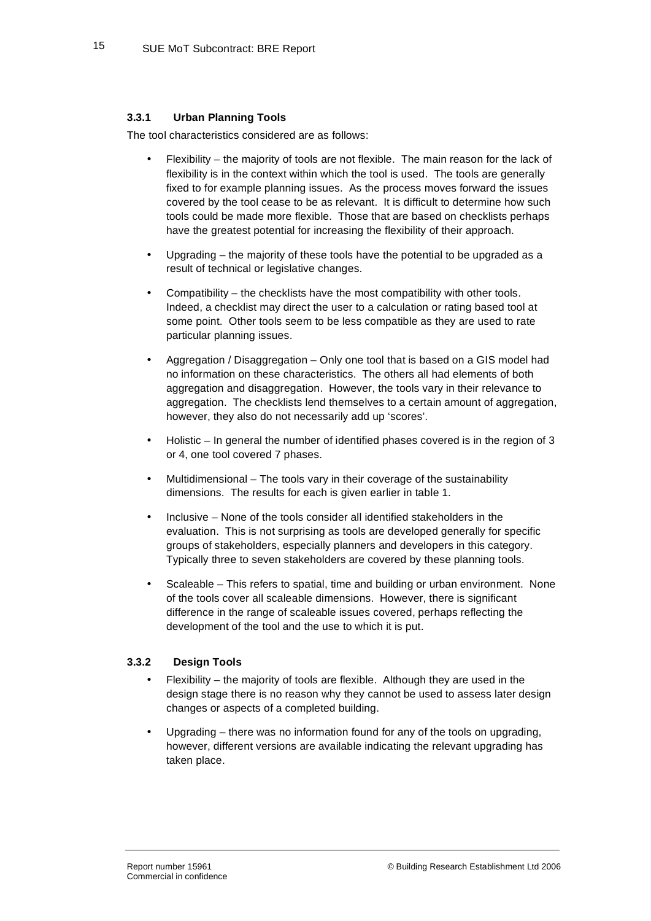### 3.3.1 Urban Planning Tools

The tool characteristics considered are as follows:

- Flexibility – the majority of tools are not flexible. The main reason for the lack of flexibility is in the context within which the tool is used. The tools are generally fixed to for example planning issues. As the process moves forward the issues covered by the tool cease to be as relevant. It is difficult to determine how such tools could be made more flexible. Those that are based on checklists perhaps have the greatest potential for increasing the flexibility of their approach.
- Upgrading – the majority of these tools have the potential to be upgraded as a result of technical or legislative changes.
- Compatibility – the checklists have the most compatibility with other tools. Indeed, a checklist may direct the user to a calculation or rating based tool at some point. Other tools seem to be less compatible as they are used to rate particular planning issues.
- Aggregation / Disaggregation – Only one tool that is based on a GIS model had no information on these characteristics. The others all had elements of both aggregation and disaggregation. However, the tools vary in their relevance to aggregation. The checklists lend themselves to a certain amount of aggregation, however, they also do not necessarily add up 'scores'.
- Holistic – In general the number of identified phases covered is in the region of 3 or 4, one tool covered 7 phases.
- Multidimensional – The tools vary in their coverage of the sustainability dimensions. The results for each is given earlier in table 1.
- Inclusive – None of the tools consider all identified stakeholders in the evaluation. This is not surprising as tools are developed generally for specific groups of stakeholders, especially planners and developers in this category. Typically three to seven stakeholders are covered by these planning tools.
- Scaleable – This refers to spatial, time and building or urban environment. None of the tools cover all scaleable dimensions. However, there is significant difference in the range of scaleable issues covered, perhaps reflecting the development of the tool and the use to which it is put.

### 3.3.2 Design Tools

- Flexibility – the majority of tools are flexible. Although they are used in the design stage there is no reason why they cannot be used to assess later design changes or aspects of a completed building.
- Upgrading – there was no information found for any of the tools on upgrading, however, different versions are available indicating the relevant upgrading has taken place.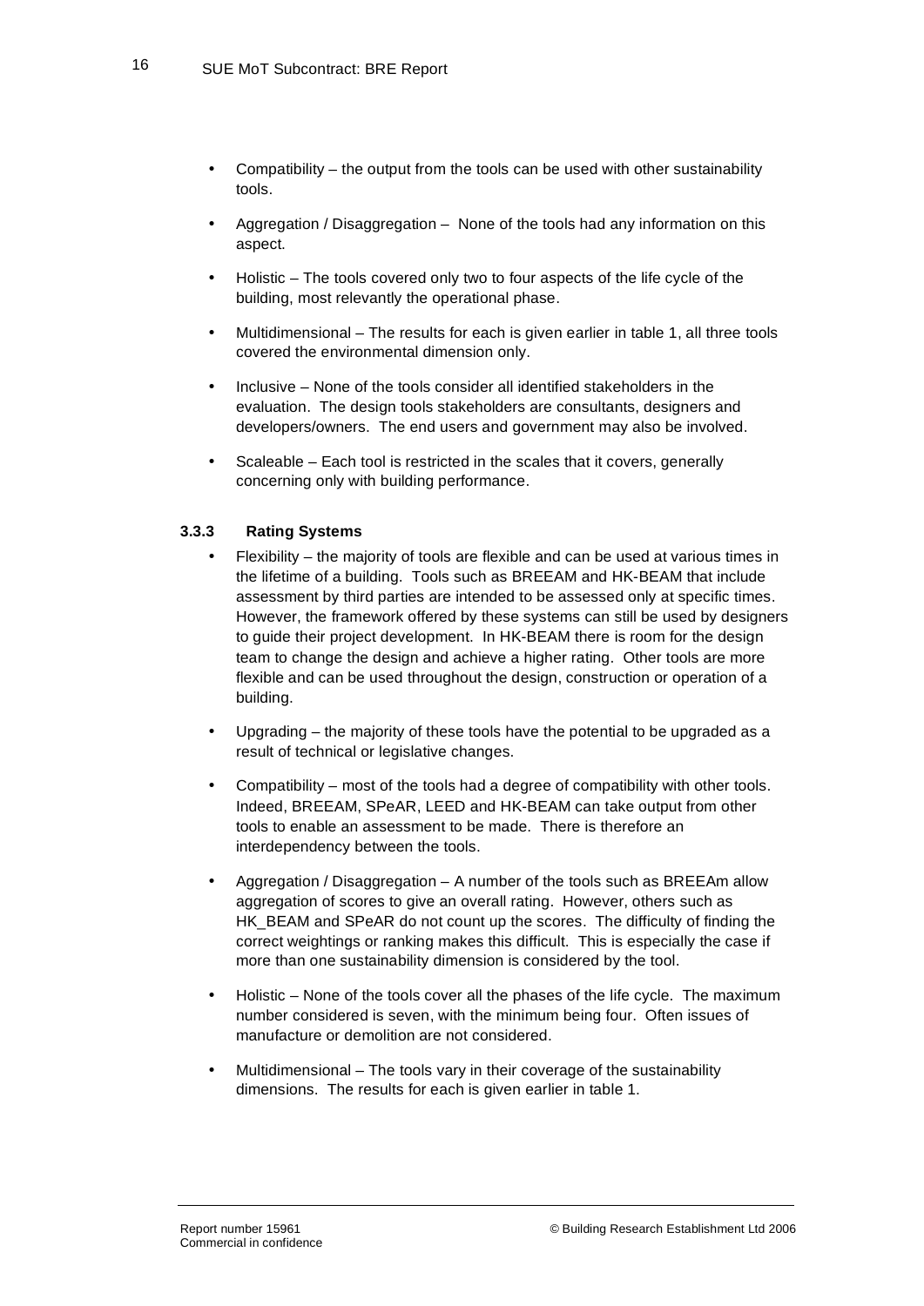- Compatibility – the output from the tools can be used with other sustainability tools.
- Aggregation / Disaggregation – None of the tools had any information on this aspect.
- Holistic – The tools covered only two to four aspects of the life cycle of the building, most relevantly the operational phase.
- Multidimensional – The results for each is given earlier in table 1, all three tools covered the environmental dimension only.
- Inclusive – None of the tools consider all identified stakeholders in the evaluation. The design tools stakeholders are consultants, designers and developers/owners. The end users and government may also be involved.
- Scaleable – Each tool is restricted in the scales that it covers, generally concerning only with building performance.

### 3.3.3 Rating Systems

- Flexibility – the majority of tools are flexible and can be used at various times in the lifetime of a building. Tools such as BREEAM and HK-BEAM that include assessment by third parties are intended to be assessed only at specific times. However, the framework offered by these systems can still be used by designers to guide their project development. In HK-BEAM there is room for the design team to change the design and achieve a higher rating. Other tools are more flexible and can be used throughout the design, construction or operation of a building.
- Upgrading – the majority of these tools have the potential to be upgraded as a result of technical or legislative changes.
- Compatibility – most of the tools had a degree of compatibility with other tools. Indeed, BREEAM, SPeAR, LEED and HK-BEAM can take output from other tools to enable an assessment to be made. There is therefore an interdependency between the tools.
- Aggregation / Disaggregation – A number of the tools such as BREEAm allow aggregation of scores to give an overall rating. However, others such as HK_BEAM and SPeAR do not count up the scores. The difficulty of finding the correct weightings or ranking makes this difficult. This is especially the case if more than one sustainability dimension is considered by the tool.
- Holistic – None of the tools cover all the phases of the life cycle. The maximum number considered is seven, with the minimum being four. Often issues of manufacture or demolition are not considered.
- Multidimensional – The tools vary in their coverage of the sustainability dimensions. The results for each is given earlier in table 1.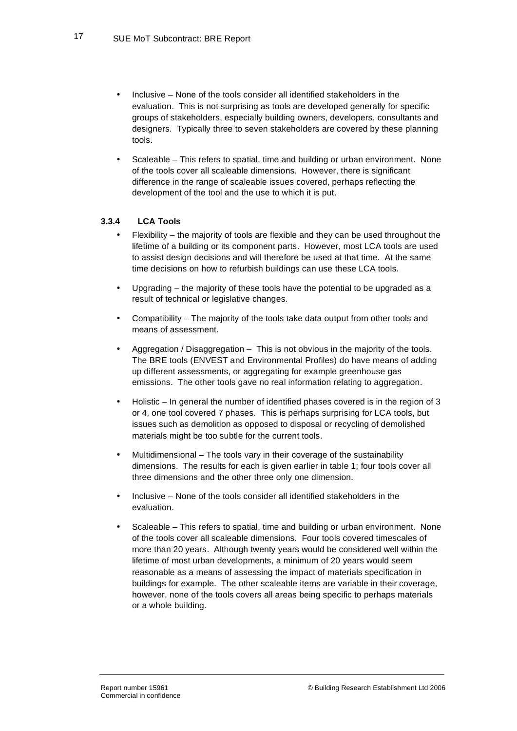- Inclusive – None of the tools consider all identified stakeholders in the evaluation. This is not surprising as tools are developed generally for specific groups of stakeholders, especially building owners, developers, consultants and designers. Typically three to seven stakeholders are covered by these planning tools.

- Scaleable – This refers to spatial, time and building or urban environment. None of the tools cover all scaleable dimensions. However, there is significant difference in the range of scaleable issues covered, perhaps reflecting the development of the tool and the use to which it is put.

### 3.3.4 LCA Tools

- Flexibility – the majority of tools are flexible and they can be used throughout the lifetime of a building or its component parts. However, most LCA tools are used to assist design decisions and will therefore be used at that time. At the same time decisions on how to refurbish buildings can use these LCA tools.

- Upgrading – the majority of these tools have the potential to be upgraded as a result of technical or legislative changes.

- Compatibility – The majority of the tools take data output from other tools and means of assessment.

- Aggregation / Disaggregation – This is not obvious in the majority of the tools. The BRE tools (ENVEST and Environmental Profiles) do have means of adding up different assessments, or aggregating for example greenhouse gas emissions. The other tools gave no real information relating to aggregation.

- Holistic – In general the number of identified phases covered is in the region of 3 or 4, one tool covered 7 phases. This is perhaps surprising for LCA tools, but issues such as demolition as opposed to disposal or recycling of demolished materials might be too subtle for the current tools.

- Multidimensional – The tools vary in their coverage of the sustainability dimensions. The results for each is given earlier in table 1; four tools cover all three dimensions and the other three only one dimension.

- Inclusive – None of the tools consider all identified stakeholders in the evaluation.

- Scaleable – This refers to spatial, time and building or urban environment. None of the tools cover all scaleable dimensions. Four tools covered timescales of more than 20 years. Although twenty years would be considered well within the lifetime of most urban developments, a minimum of 20 years would seem reasonable as a means of assessing the impact of materials specification in buildings for example. The other scaleable items are variable in their coverage, however, none of the tools covers all areas being specific to perhaps materials or a whole building.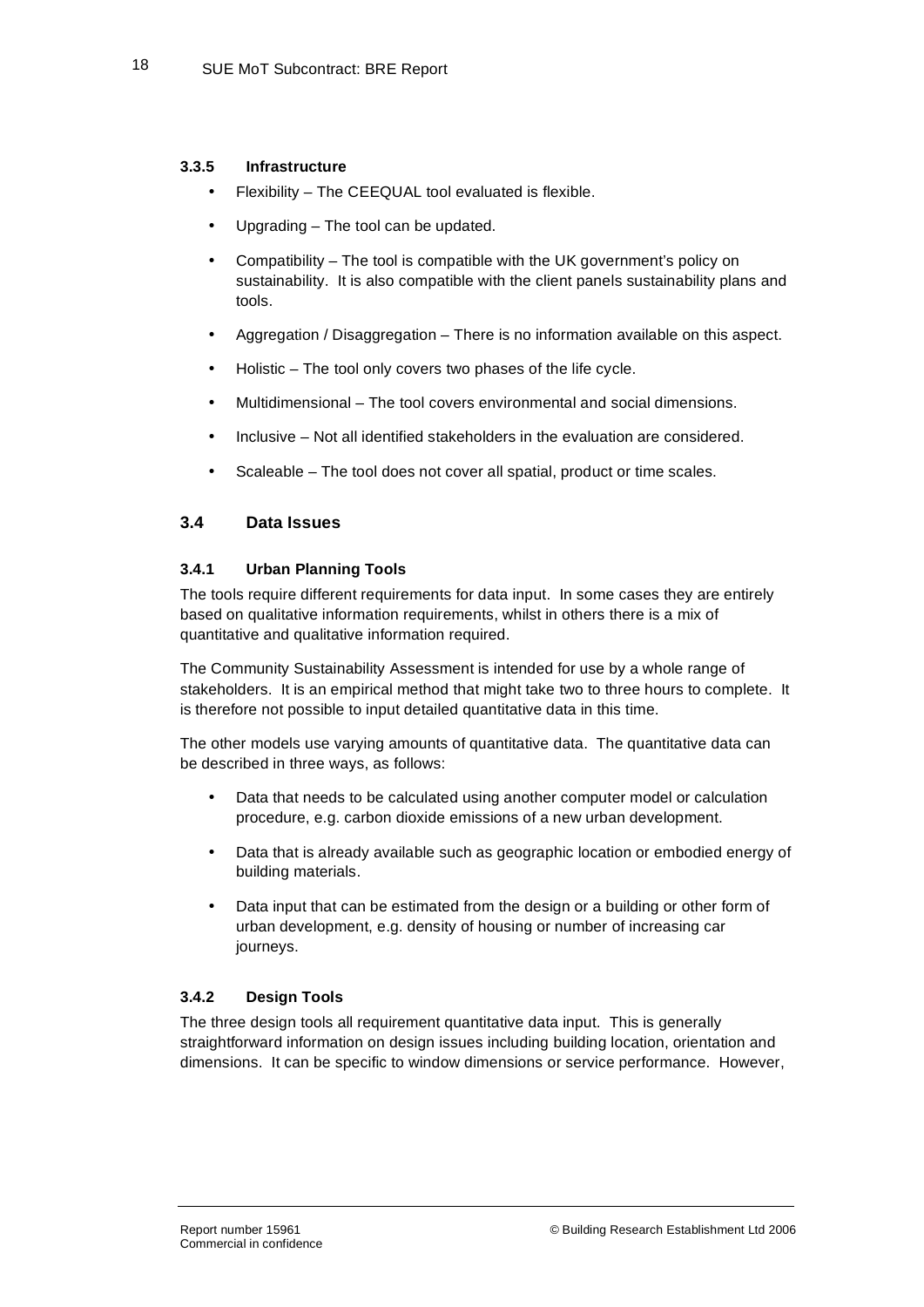#### 3.3.5 Infrastructure

- Flexibility – The CEEQUAL tool evaluated is flexible.
- Upgrading – The tool can be updated.
- Compatibility – The tool is compatible with the UK government's policy on sustainability. It is also compatible with the client panels sustainability plans and tools.
- Aggregation / Disaggregation – There is no information available on this aspect.
- Holistic – The tool only covers two phases of the life cycle.
- Multidimensional – The tool covers environmental and social dimensions.
- Inclusive – Not all identified stakeholders in the evaluation are considered.
- Scaleable – The tool does not cover all spatial, product or time scales.

### 3.4 Data Issues

#### 3.4.1 Urban Planning Tools

The tools require different requirements for data input. In some cases they are entirely based on qualitative information requirements, whilst in others there is a mix of quantitative and qualitative information required.

The Community Sustainability Assessment is intended for use by a whole range of stakeholders. It is an empirical method that might take two to three hours to complete. It is therefore not possible to input detailed quantitative data in this time.

The other models use varying amounts of quantitative data. The quantitative data can be described in three ways, as follows:

- Data that needs to be calculated using another computer model or calculation procedure, e.g. carbon dioxide emissions of a new urban development.
- Data that is already available such as geographic location or embodied energy of building materials.
- Data input that can be estimated from the design or a building or other form of urban development, e.g. density of housing or number of increasing car journeys.

#### 3.4.2 Design Tools

The three design tools all requirement quantitative data input. This is generally straightforward information on design issues including building location, orientation and dimensions. It can be specific to window dimensions or service performance. However,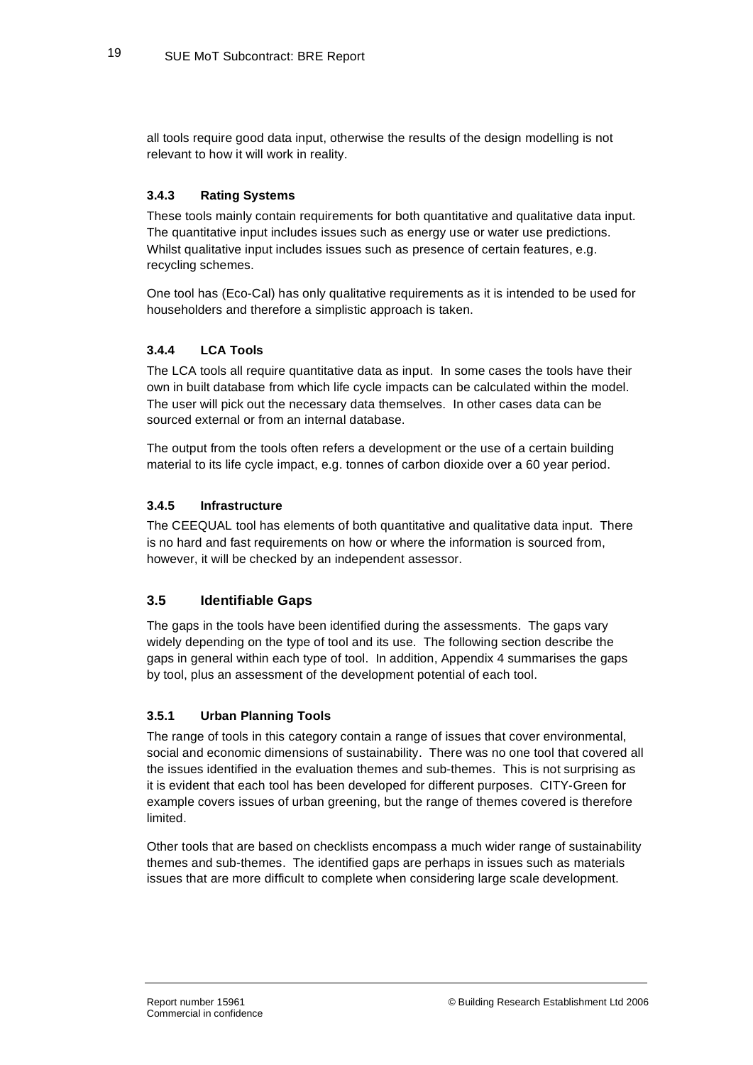all tools require good data input, otherwise the results of the design modelling is not relevant to how it will work in reality.

#### 3.4.3 Rating Systems

These tools mainly contain requirements for both quantitative and qualitative data input. The quantitative input includes issues such as energy use or water use predictions. Whilst qualitative input includes issues such as presence of certain features, e.g. recycling schemes.

One tool has (Eco-Cal) has only qualitative requirements as it is intended to be used for householders and therefore a simplistic approach is taken.

#### 3.4.4 LCA Tools

The LCA tools all require quantitative data as input. In some cases the tools have their own in built database from which life cycle impacts can be calculated within the model. The user will pick out the necessary data themselves. In other cases data can be sourced external or from an internal database.

The output from the tools often refers a development or the use of a certain building material to its life cycle impact, e.g. tonnes of carbon dioxide over a 60 year period.

#### 3.4.5 Infrastructure

The CEEQUAL tool has elements of both quantitative and qualitative data input. There is no hard and fast requirements on how or where the information is sourced from, however, it will be checked by an independent assessor.

### 3.5 Identifiable Gaps

The gaps in the tools have been identified during the assessments. The gaps vary widely depending on the type of tool and its use. The following section describe the gaps in general within each type of tool. In addition, Appendix 4 summarises the gaps by tool, plus an assessment of the development potential of each tool.

#### 3.5.1 Urban Planning Tools

The range of tools in this category contain a range of issues that cover environmental, social and economic dimensions of sustainability. There was no one tool that covered all the issues identified in the evaluation themes and sub-themes. This is not surprising as it is evident that each tool has been developed for different purposes. CITY-Green for example covers issues of urban greening, but the range of themes covered is therefore limited.

Other tools that are based on checklists encompass a much wider range of sustainability themes and sub-themes. The identified gaps are perhaps in issues such as materials issues that are more difficult to complete when considering large scale development.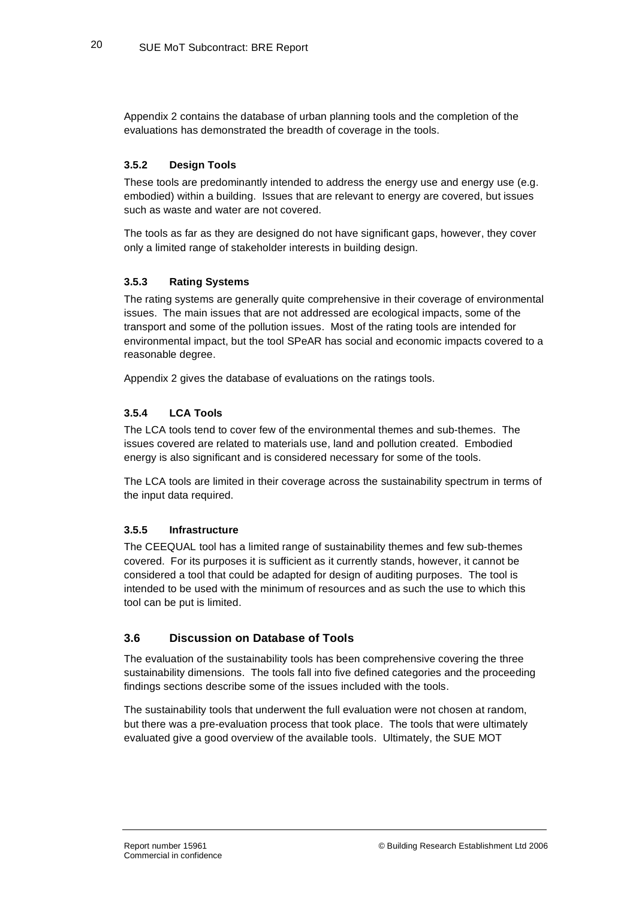Appendix 2 contains the database of urban planning tools and the completion of the evaluations has demonstrated the breadth of coverage in the tools.

### 3.5.2 Design Tools

These tools are predominantly intended to address the energy use and energy use (e.g. embodied) within a building. Issues that are relevant to energy are covered, but issues such as waste and water are not covered.

The tools as far as they are designed do not have significant gaps, however, they cover only a limited range of stakeholder interests in building design.

### 3.5.3 Rating Systems

The rating systems are generally quite comprehensive in their coverage of environmental issues. The main issues that are not addressed are ecological impacts, some of the transport and some of the pollution issues. Most of the rating tools are intended for environmental impact, but the tool SPeAR has social and economic impacts covered to a reasonable degree.

Appendix 2 gives the database of evaluations on the ratings tools.

### 3.5.4 LCA Tools

The LCA tools tend to cover few of the environmental themes and sub-themes. The issues covered are related to materials use, land and pollution created. Embodied energy is also significant and is considered necessary for some of the tools.

The LCA tools are limited in their coverage across the sustainability spectrum in terms of the input data required.

### 3.5.5 Infrastructure

The CEEQUAL tool has a limited range of sustainability themes and few sub-themes covered. For its purposes it is sufficient as it currently stands, however, it cannot be considered a tool that could be adapted for design of auditing purposes. The tool is intended to be used with the minimum of resources and as such the use to which this tool can be put is limited.

## 3.6 Discussion on Database of Tools

The evaluation of the sustainability tools has been comprehensive covering the three sustainability dimensions. The tools fall into five defined categories and the proceeding findings sections describe some of the issues included with the tools.

The sustainability tools that underwent the full evaluation were not chosen at random, but there was a pre-evaluation process that took place. The tools that were ultimately evaluated give a good overview of the available tools. Ultimately, the SUE MOT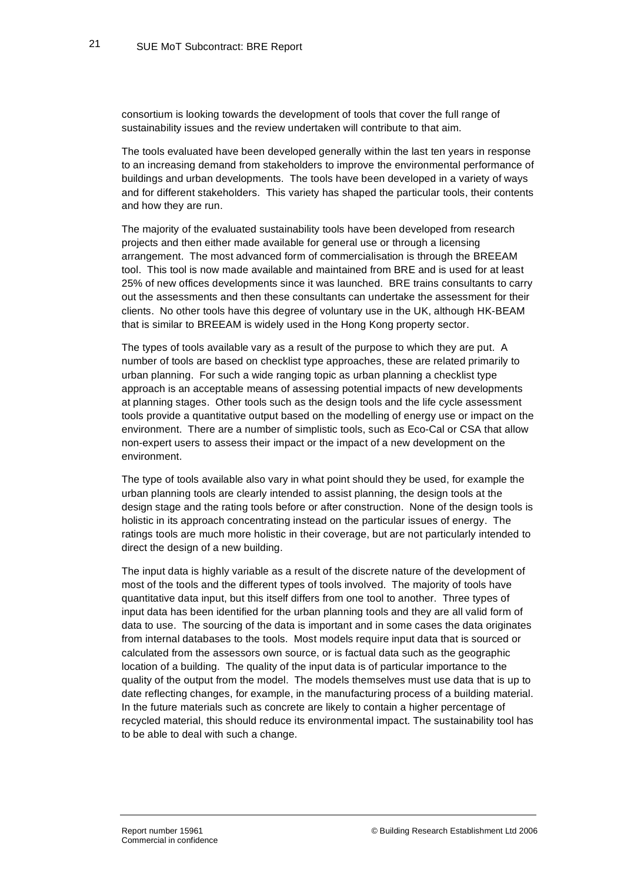consortium is looking towards the development of tools that cover the full range of sustainability issues and the review undertaken will contribute to that aim.

The tools evaluated have been developed generally within the last ten years in response to an increasing demand from stakeholders to improve the environmental performance of buildings and urban developments. The tools have been developed in a variety of ways and for different stakeholders. This variety has shaped the particular tools, their contents and how they are run.

The majority of the evaluated sustainability tools have been developed from research projects and then either made available for general use or through a licensing arrangement. The most advanced form of commercialisation is through the BREEAM tool. This tool is now made available and maintained from BRE and is used for at least 25% of new offices developments since it was launched. BRE trains consultants to carry out the assessments and then these consultants can undertake the assessment for their clients. No other tools have this degree of voluntary use in the UK, although HK-BEAM that is similar to BREEAM is widely used in the Hong Kong property sector.

The types of tools available vary as a result of the purpose to which they are put. A number of tools are based on checklist type approaches, these are related primarily to urban planning. For such a wide ranging topic as urban planning a checklist type approach is an acceptable means of assessing potential impacts of new developments at planning stages. Other tools such as the design tools and the life cycle assessment tools provide a quantitative output based on the modelling of energy use or impact on the environment. There are a number of simplistic tools, such as Eco-Cal or CSA that allow non-expert users to assess their impact or the impact of a new development on the environment.

The type of tools available also vary in what point should they be used, for example the urban planning tools are clearly intended to assist planning, the design tools at the design stage and the rating tools before or after construction. None of the design tools is holistic in its approach concentrating instead on the particular issues of energy. The ratings tools are much more holistic in their coverage, but are not particularly intended to direct the design of a new building.

The input data is highly variable as a result of the discrete nature of the development of most of the tools and the different types of tools involved. The majority of tools have quantitative data input, but this itself differs from one tool to another. Three types of input data has been identified for the urban planning tools and they are all valid form of data to use. The sourcing of the data is important and in some cases the data originates from internal databases to the tools. Most models require input data that is sourced or calculated from the assessors own source, or is factual data such as the geographic location of a building. The quality of the input data is of particular importance to the quality of the output from the model. The models themselves must use data that is up to date reflecting changes, for example, in the manufacturing process of a building material. In the future materials such as concrete are likely to contain a higher percentage of recycled material, this should reduce its environmental impact. The sustainability tool has to be able to deal with such a change.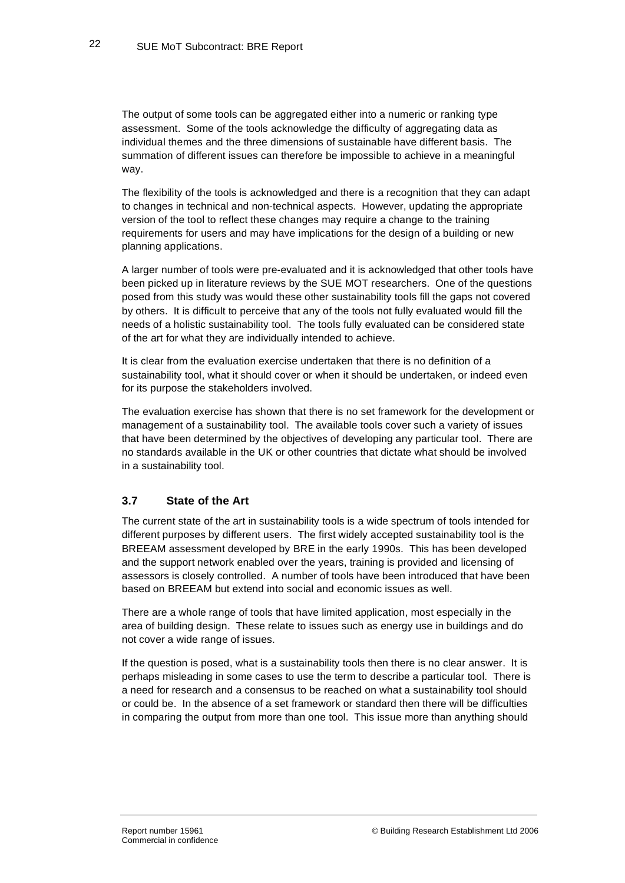The output of some tools can be aggregated either into a numeric or ranking type assessment. Some of the tools acknowledge the difficulty of aggregating data as individual themes and the three dimensions of sustainable have different basis. The summation of different issues can therefore be impossible to achieve in a meaningful way.

The flexibility of the tools is acknowledged and there is a recognition that they can adapt to changes in technical and non-technical aspects. However, updating the appropriate version of the tool to reflect these changes may require a change to the training requirements for users and may have implications for the design of a building or new planning applications.

A larger number of tools were pre-evaluated and it is acknowledged that other tools have been picked up in literature reviews by the SUE MOT researchers. One of the questions posed from this study was would these other sustainability tools fill the gaps not covered by others. It is difficult to perceive that any of the tools not fully evaluated would fill the needs of a holistic sustainability tool. The tools fully evaluated can be considered state of the art for what they are individually intended to achieve.

It is clear from the evaluation exercise undertaken that there is no definition of a sustainability tool, what it should cover or when it should be undertaken, or indeed even for its purpose the stakeholders involved.

The evaluation exercise has shown that there is no set framework for the development or management of a sustainability tool. The available tools cover such a variety of issues that have been determined by the objectives of developing any particular tool. There are no standards available in the UK or other countries that dictate what should be involved in a sustainability tool.

### 3.7 State of the Art

The current state of the art in sustainability tools is a wide spectrum of tools intended for different purposes by different users. The first widely accepted sustainability tool is the BREEAM assessment developed by BRE in the early 1990s. This has been developed and the support network enabled over the years, training is provided and licensing of assessors is closely controlled. A number of tools have been introduced that have been based on BREEAM but extend into social and economic issues as well.

There are a whole range of tools that have limited application, most especially in the area of building design. These relate to issues such as energy use in buildings and do not cover a wide range of issues.

If the question is posed, what is a sustainability tools then there is no clear answer. It is perhaps misleading in some cases to use the term to describe a particular tool. There is a need for research and a consensus to be reached on what a sustainability tool should or could be. In the absence of a set framework or standard then there will be difficulties in comparing the output from more than one tool. This issue more than anything should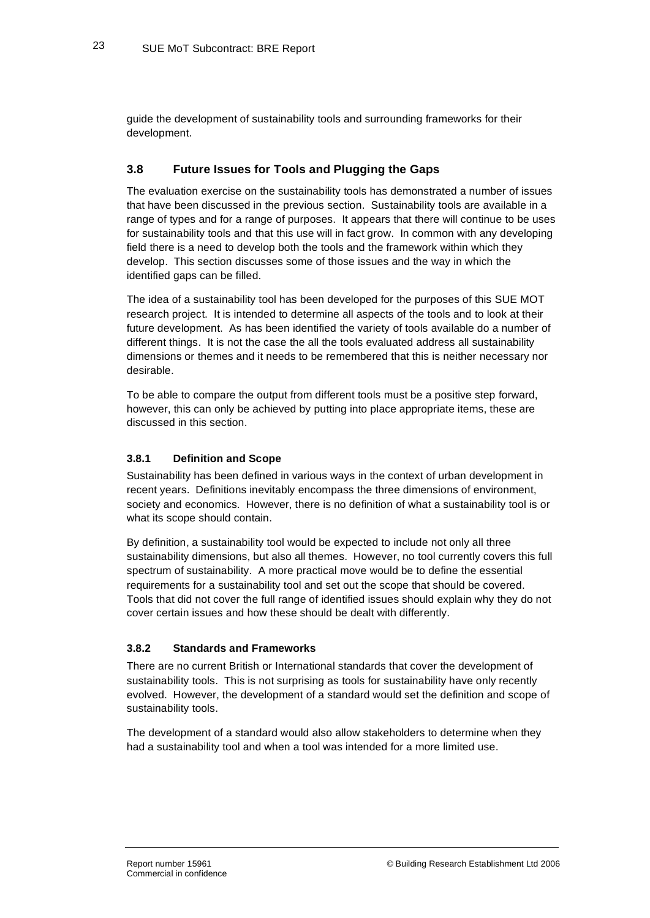guide the development of sustainability tools and surrounding frameworks for their development.

### 3.8 Future Issues for Tools and Plugging the Gaps

The evaluation exercise on the sustainability tools has demonstrated a number of issues that have been discussed in the previous section. Sustainability tools are available in a range of types and for a range of purposes. It appears that there will continue to be uses for sustainability tools and that this use will in fact grow. In common with any developing field there is a need to develop both the tools and the framework within which they develop. This section discusses some of those issues and the way in which the identified gaps can be filled.

The idea of a sustainability tool has been developed for the purposes of this SUE MOT research project. It is intended to determine all aspects of the tools and to look at their future development. As has been identified the variety of tools available do a number of different things. It is not the case the all the tools evaluated address all sustainability dimensions or themes and it needs to be remembered that this is neither necessary nor desirable.

To be able to compare the output from different tools must be a positive step forward, however, this can only be achieved by putting into place appropriate items, these are discussed in this section.

#### 3.8.1 Definition and Scope

Sustainability has been defined in various ways in the context of urban development in recent years. Definitions inevitably encompass the three dimensions of environment, society and economics. However, there is no definition of what a sustainability tool is or what its scope should contain.

By definition, a sustainability tool would be expected to include not only all three sustainability dimensions, but also all themes. However, no tool currently covers this full spectrum of sustainability. A more practical move would be to define the essential requirements for a sustainability tool and set out the scope that should be covered. Tools that did not cover the full range of identified issues should explain why they do not cover certain issues and how these should be dealt with differently.

#### 3.8.2 Standards and Frameworks

There are no current British or International standards that cover the development of sustainability tools. This is not surprising as tools for sustainability have only recently evolved. However, the development of a standard would set the definition and scope of sustainability tools.

The development of a standard would also allow stakeholders to determine when they had a sustainability tool and when a tool was intended for a more limited use.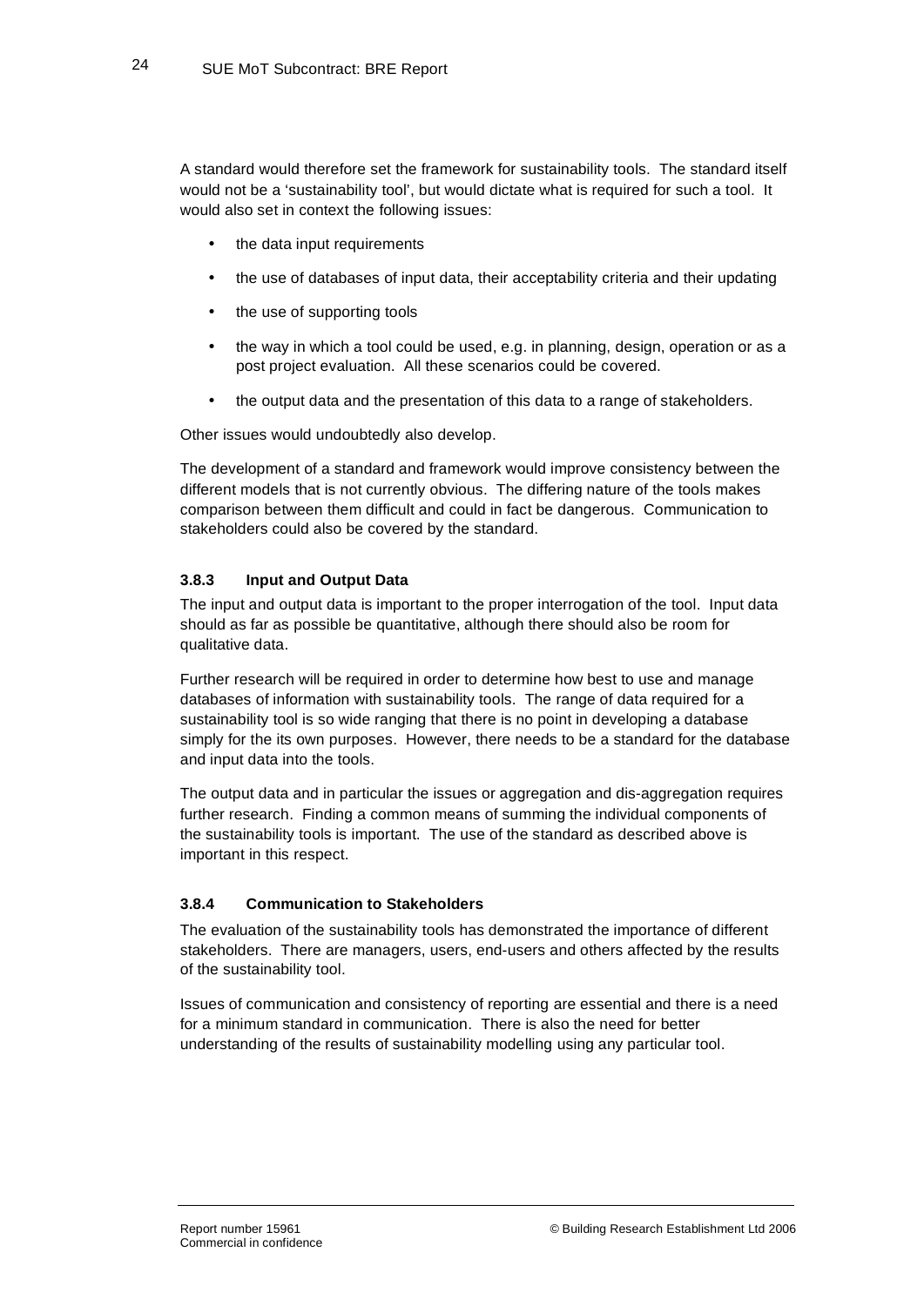A standard would therefore set the framework for sustainability tools. The standard itself would not be a 'sustainability tool', but would dictate what is required for such a tool. It would also set in context the following issues:

- the data input requirements
- the use of databases of input data, their acceptability criteria and their updating
- the use of supporting tools
- the way in which a tool could be used, e.g. in planning, design, operation or as a post project evaluation. All these scenarios could be covered.
- the output data and the presentation of this data to a range of stakeholders.

Other issues would undoubtedly also develop.

The development of a standard and framework would improve consistency between the different models that is not currently obvious. The differing nature of the tools makes comparison between them difficult and could in fact be dangerous. Communication to stakeholders could also be covered by the standard.

#### 3.8.3 Input and Output Data

The input and output data is important to the proper interrogation of the tool. Input data should as far as possible be quantitative, although there should also be room for qualitative data.

Further research will be required in order to determine how best to use and manage databases of information with sustainability tools. The range of data required for a sustainability tool is so wide ranging that there is no point in developing a database simply for the its own purposes. However, there needs to be a standard for the database and input data into the tools.

The output data and in particular the issues or aggregation and dis-aggregation requires further research. Finding a common means of summing the individual components of the sustainability tools is important. The use of the standard as described above is important in this respect.

#### 3.8.4 Communication to Stakeholders

The evaluation of the sustainability tools has demonstrated the importance of different stakeholders. There are managers, users, end-users and others affected by the results of the sustainability tool.

Issues of communication and consistency of reporting are essential and there is a need for a minimum standard in communication. There is also the need for better understanding of the results of sustainability modelling using any particular tool.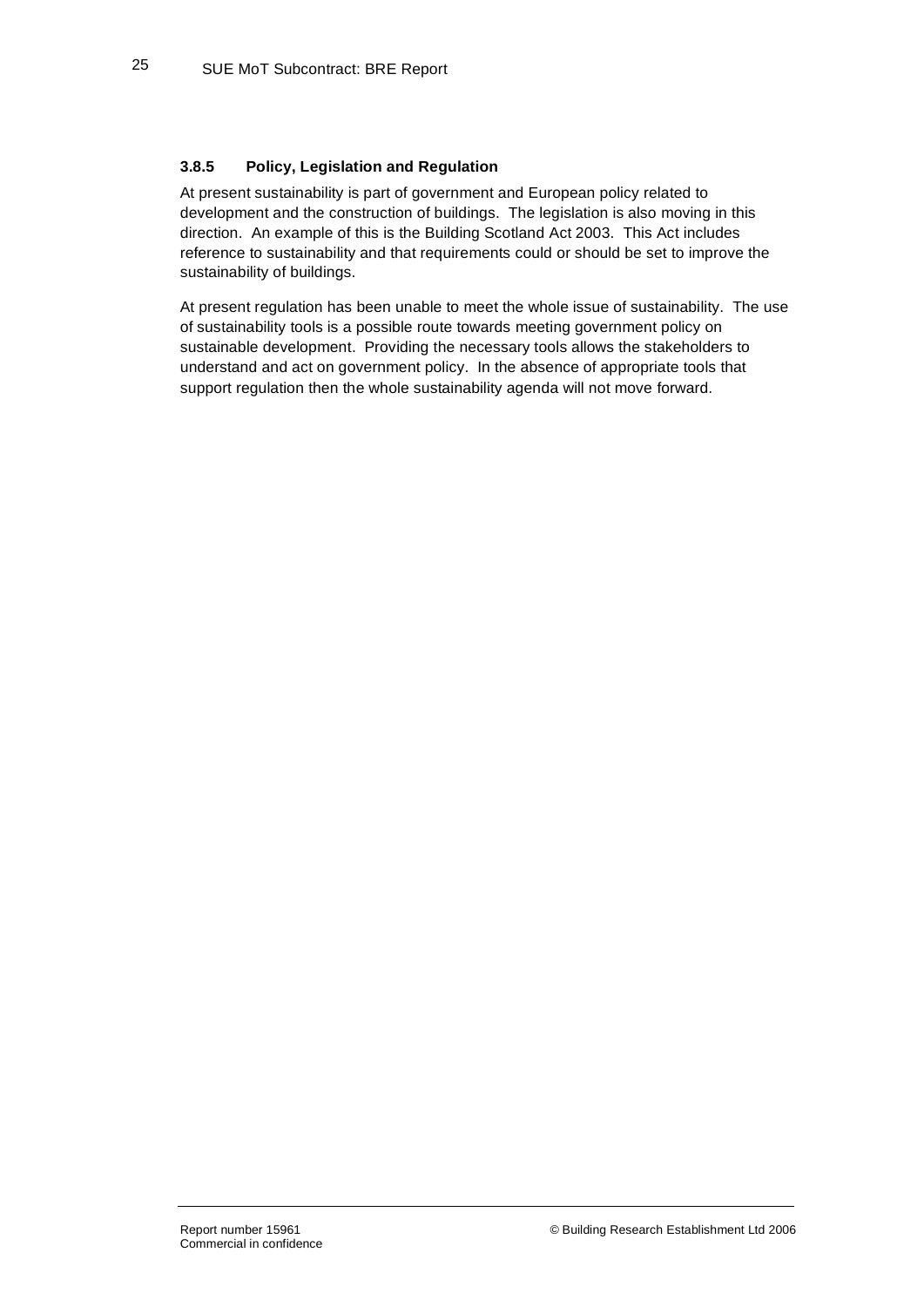### 3.8.5 Policy, Legislation and Regulation

At present sustainability is part of government and European policy related to development and the construction of buildings. The legislation is also moving in this direction. An example of this is the Building Scotland Act 2003. This Act includes reference to sustainability and that requirements could or should be set to improve the sustainability of buildings.

At present regulation has been unable to meet the whole issue of sustainability. The use of sustainability tools is a possible route towards meeting government policy on sustainable development. Providing the necessary tools allows the stakeholders to understand and act on government policy. In the absence of appropriate tools that support regulation then the whole sustainability agenda will not move forward.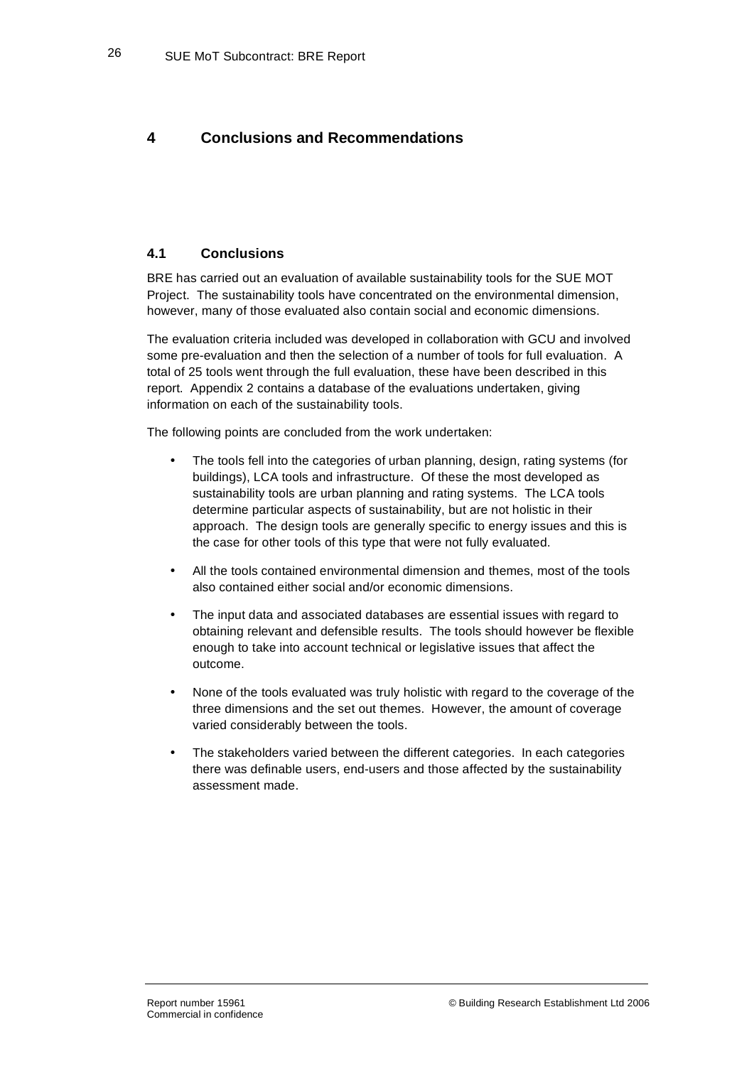# 4 Conclusions and Recommendations

## 4.1 Conclusions

BRE has carried out an evaluation of available sustainability tools for the SUE MOT Project. The sustainability tools have concentrated on the environmental dimension, however, many of those evaluated also contain social and economic dimensions.

The evaluation criteria included was developed in collaboration with GCU and involved some pre-evaluation and then the selection of a number of tools for full evaluation. A total of 25 tools went through the full evaluation, these have been described in this report. Appendix 2 contains a database of the evaluations undertaken, giving information on each of the sustainability tools.

The following points are concluded from the work undertaken:

- The tools fell into the categories of urban planning, design, rating systems (for buildings), LCA tools and infrastructure. Of these the most developed as sustainability tools are urban planning and rating systems. The LCA tools determine particular aspects of sustainability, but are not holistic in their approach. The design tools are generally specific to energy issues and this is the case for other tools of this type that were not fully evaluated.
- All the tools contained environmental dimension and themes, most of the tools also contained either social and/or economic dimensions.
- The input data and associated databases are essential issues with regard to obtaining relevant and defensible results. The tools should however be flexible enough to take into account technical or legislative issues that affect the outcome.
- None of the tools evaluated was truly holistic with regard to the coverage of the three dimensions and the set out themes. However, the amount of coverage varied considerably between the tools.
- The stakeholders varied between the different categories. In each categories there was definable users, end-users and those affected by the sustainability assessment made.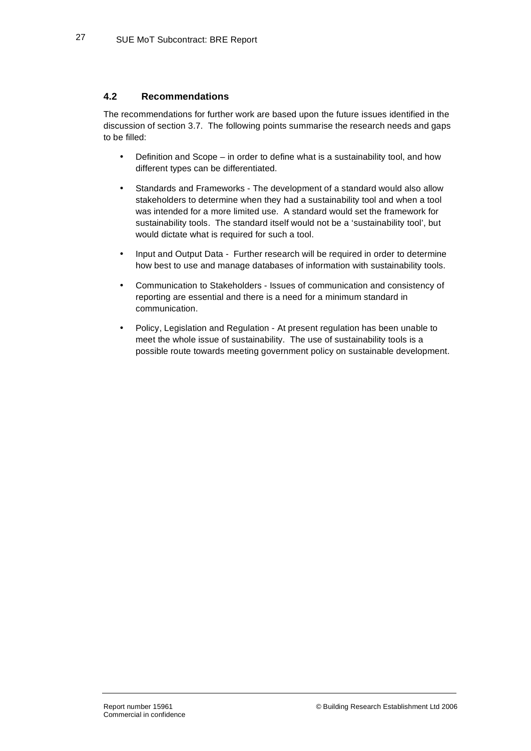## 4.2 Recommendations

The recommendations for further work are based upon the future issues identified in the discussion of section 3.7. The following points summarise the research needs and gaps to be filled:

- Definition and Scope – in order to define what is a sustainability tool, and how different types can be differentiated.
- Standards and Frameworks - The development of a standard would also allow stakeholders to determine when they had a sustainability tool and when a tool was intended for a more limited use. A standard would set the framework for sustainability tools. The standard itself would not be a 'sustainability tool', but would dictate what is required for such a tool.
- Input and Output Data - Further research will be required in order to determine how best to use and manage databases of information with sustainability tools.
- Communication to Stakeholders - Issues of communication and consistency of reporting are essential and there is a need for a minimum standard in communication.
- Policy, Legislation and Regulation - At present regulation has been unable to meet the whole issue of sustainability. The use of sustainability tools is a possible route towards meeting government policy on sustainable development.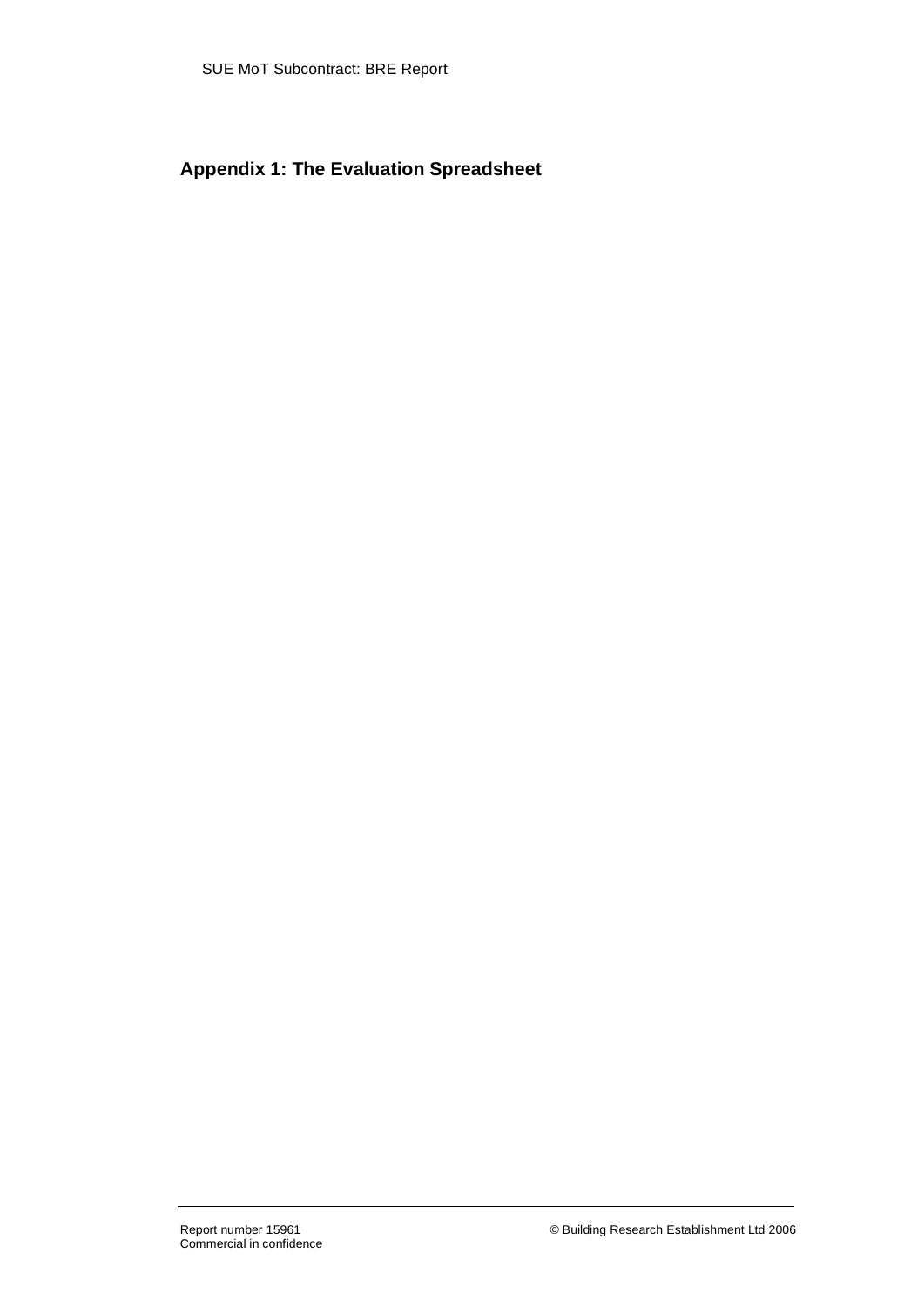## Appendix 1: The Evaluation Spreadsheet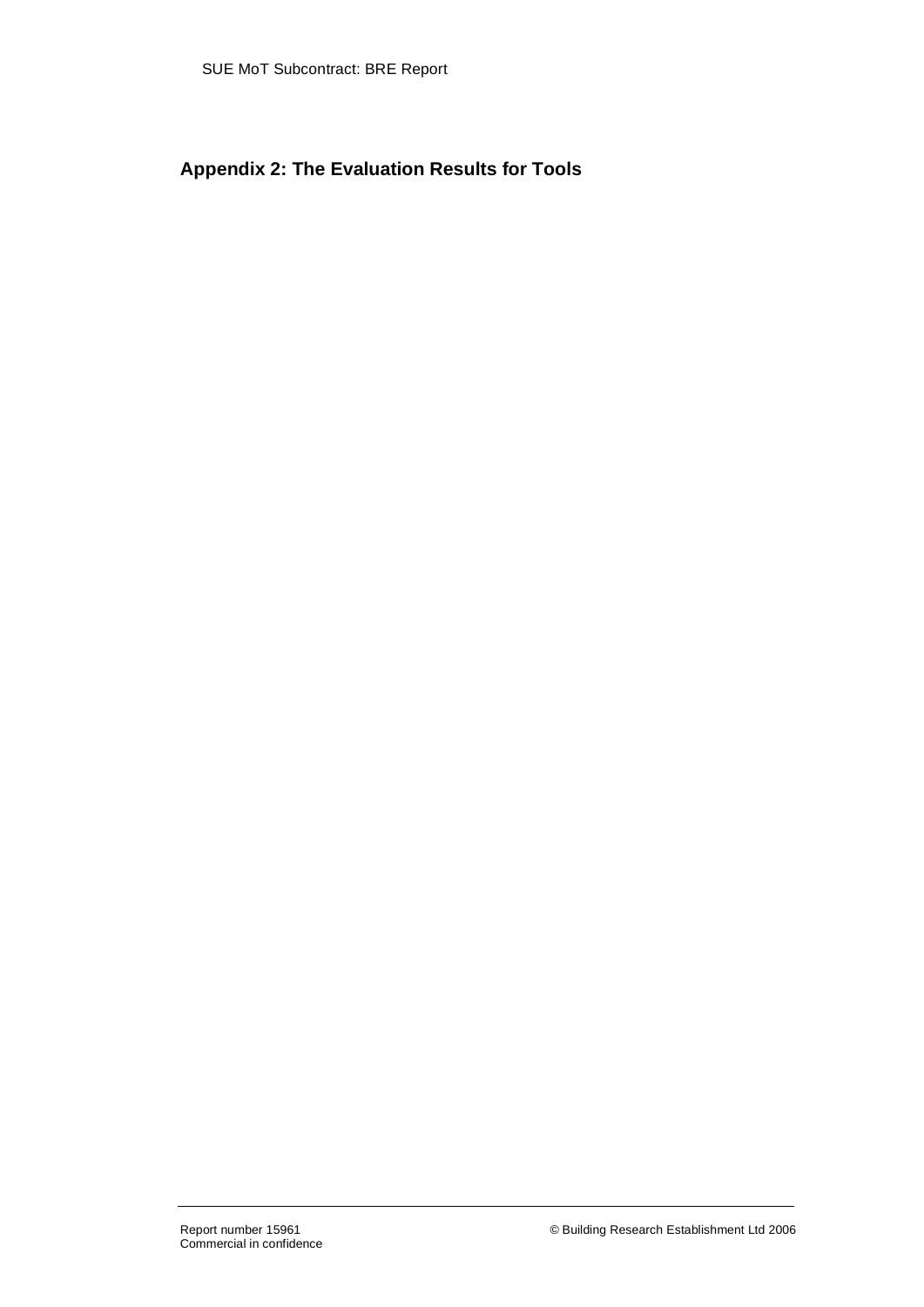## Appendix 2: The Evaluation Results for Tools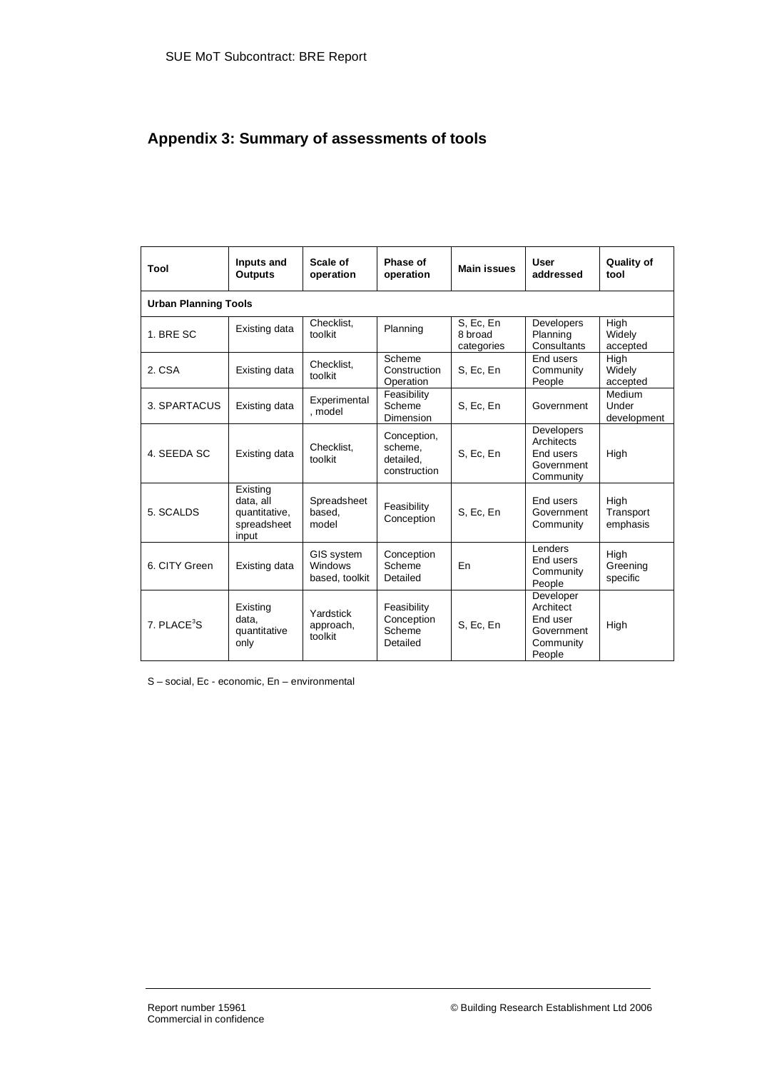## Appendix 3: Summary of assessments of tools

| Tool | Inputs and Outputs | Scale of operation | Phase of operation | Main issues | User addressed | Quality of tool |
|---|---|---|---|---|---|---|
| **Urban Planning Tools** | | | | | | |
| 1. BRE SC | Existing data | Checklist, toolkit | Planning | S, Ec, En 8 broad categories | Developers Planning Consultants | High Widely accepted |
| 2. CSA | Existing data | Checklist, toolkit | Scheme Construction Operation | S, Ec, En | End users Community People | High Widely accepted |
| 3. SPARTACUS | Existing data | Experimental, model | Feasibility Scheme Dimension | S, Ec, En | Government | Medium Under development |
| 4. SEEDA SC | Existing data | Checklist, toolkit | Conception, scheme, detailed, construction | S, Ec, En | Developers Architects End users Government Community | High |
| 5. SCALDS | Existing data, all quantitative, spreadsheet input | Spreadsheet based, model | Feasibility Conception | S, Ec, En | End users Government Community | High Transport emphasis |
| 6. CITY Green | Existing data | GIS system Windows based, toolkit | Conception Scheme Detailed | En | Lenders End users Community People | High Greening specific |
| 7. PLACE$^3$S | Existing data, quantitative only | Yardstick approach, toolkit | Feasibility Conception Scheme Detailed | S, Ec, En | Developer Architect End user Government Community People | High |

S – social, Ec - economic, En – environmental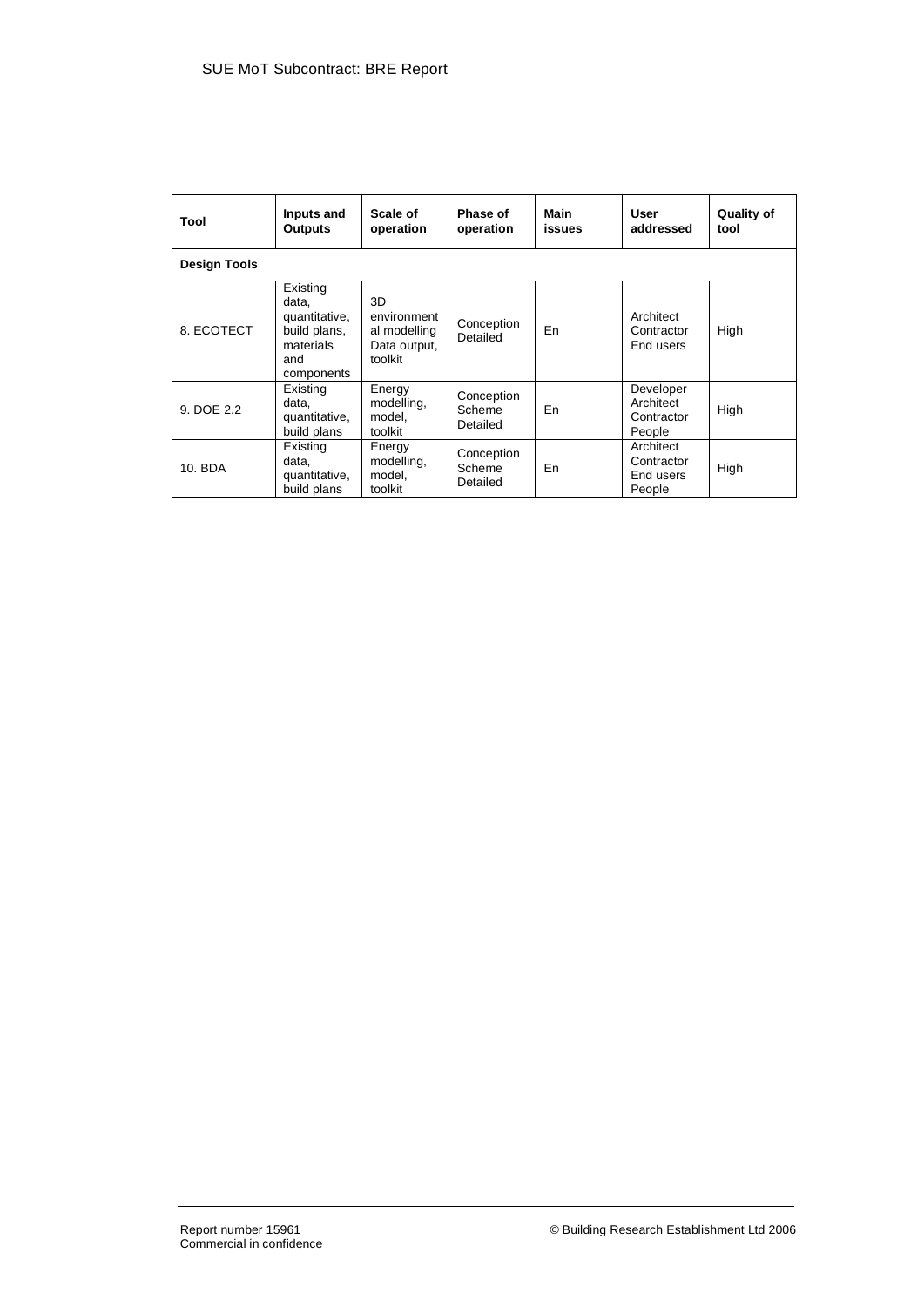| Tool | Inputs and Outputs | Scale of operation | Phase of operation | Main issues | User addressed | Quality of tool |
|---|---|---|---|---|---|---|
| **Design Tools** | | | | | | |
| 8. ECOTECT | Existing data, quantitative, build plans, materials and components | 3D environmental modelling Data output, toolkit | Conception Detailed | En | Architect Contractor End users | High |
| 9. DOE 2.2 | Existing data, quantitative, build plans | Energy modelling, model, toolkit | Conception Scheme Detailed | En | Developer Architect Contractor People | High |
| 10. BDA | Existing data, quantitative, build plans | Energy modelling, model, toolkit | Conception Scheme Detailed | En | Architect Contractor End users People | High |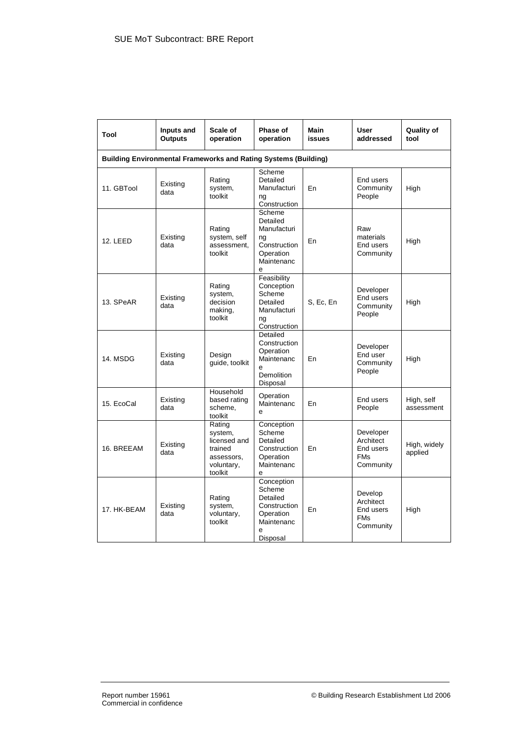| Tool | Inputs and Outputs | Scale of operation | Phase of operation | Main issues | User addressed | Quality of tool |
|---|---|---|---|---|---|---|
| **Building Environmental Frameworks and Rating Systems (Building)** | | | | | | |
| 11. GBTool | Existing data | Rating system, toolkit | Scheme Detailed Manufacturing Construction | En | End users Community People | High |
| 12. LEED | Existing data | Rating system, self assessment, toolkit | Scheme Detailed Manufacturing Construction Operation Maintenance | En | Raw materials End users Community | High |
| 13. SPeAR | Existing data | Rating system, decision making, toolkit | Feasibility Conception Scheme Detailed Manufacturing Construction | S, Ec, En | Developer End users Community People | High |
| 14. MSDG | Existing data | Design guide, toolkit | Detailed Construction Operation Maintenance Demolition Disposal | En | Developer End user Community People | High |
| 15. EcoCal | Existing data | Household based rating scheme, toolkit | Operation Maintenance | En | End users People | High, self assessment |
| 16. BREEAM | Existing data | Rating system, licensed and trained assessors, voluntary, toolkit | Conception Scheme Detailed Construction Operation Maintenance | En | Developer Architect End users FMs Community | High, widely applied |
| 17. HK-BEAM | Existing data | Rating system, voluntary, toolkit | Conception Scheme Detailed Construction Operation Maintenance Disposal | En | Develop Architect End users FMs Community | High |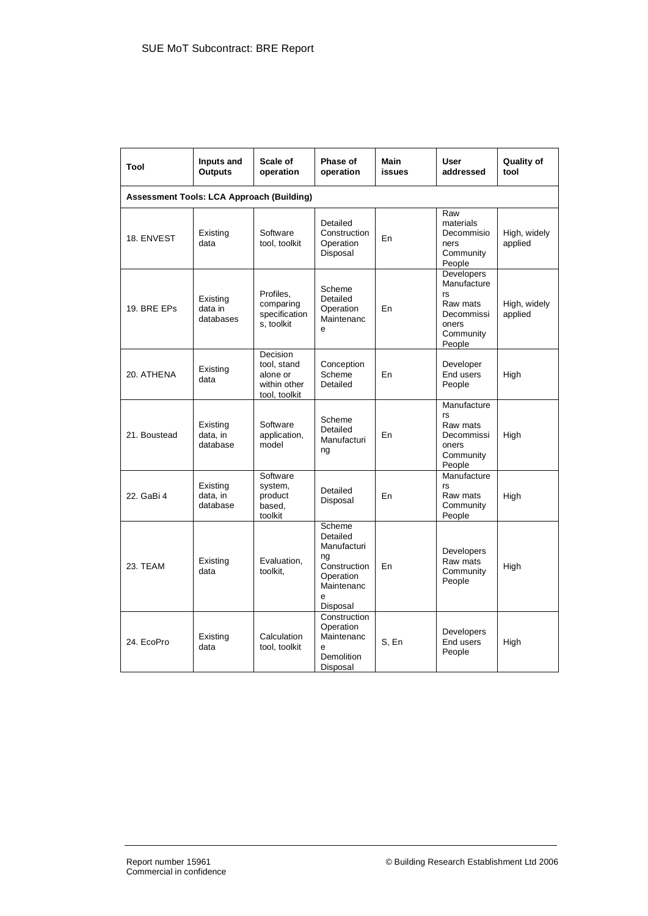| Tool | Inputs and Outputs | Scale of operation | Phase of operation | Main issues | User addressed | Quality of tool |
|---|---|---|---|---|---|---|
| **Assessment Tools: LCA Approach (Building)** | | | | | | |
| 18. ENVEST | Existing data | Software tool, toolkit | Detailed Construction Operation Disposal | En | Raw materials Decommissioners Community People | High, widely applied |
| 19. BRE EPs | Existing data in databases | Profiles, comparing specifications, toolkit | Scheme Detailed Operation Maintenance | En | Developers Manufacturers Raw mats Decommissioners Community People | High, widely applied |
| 20. ATHENA | Existing data | Decision tool, stand alone or within other tool, toolkit | Conception Scheme Detailed | En | Developer End users People | High |
| 21. Boustead | Existing data, in database | Software application, model | Scheme Detailed Manufacturing | En | Manufacturers Raw mats Decommissioners Community People | High |
| 22. GaBi 4 | Existing data, in database | Software system, product based, toolkit | Detailed Disposal | En | Manufacturers Raw mats Community People | High |
| 23. TEAM | Existing data | Evaluation, toolkit, | Scheme Detailed Manufacturing Construction Operation Maintenance Disposal | En | Developers Raw mats Community People | High |
| 24. EcoPro | Existing data | Calculation tool, toolkit | Construction Operation Maintenance Demolition Disposal | S, En | Developers End users People | High |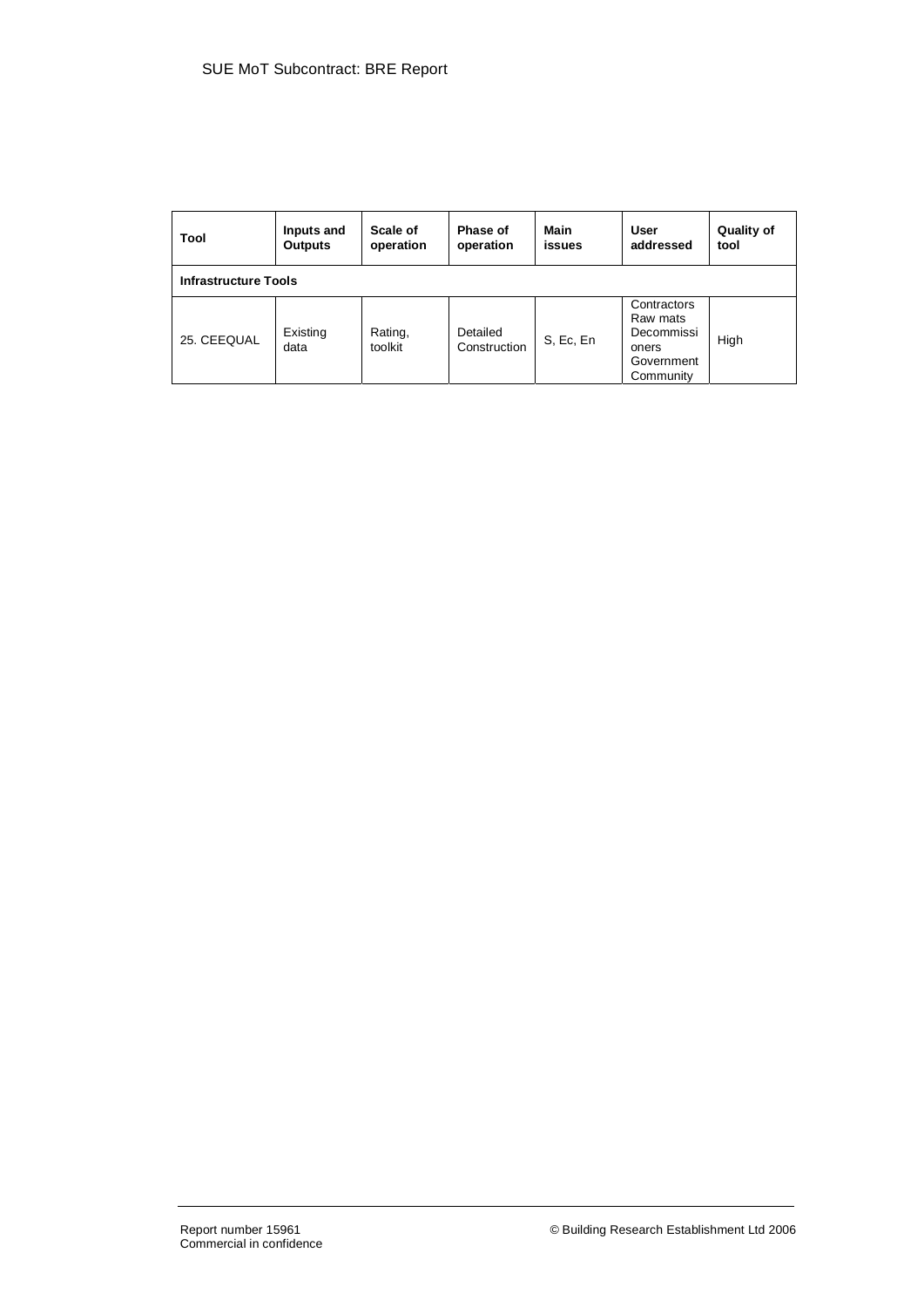| Tool | Inputs and Outputs | Scale of operation | Phase of operation | Main issues | User addressed | Quality of tool |
|---|---|---|---|---|---|---|
| **Infrastructure Tools** | | | | | | |
| 25. CEEQUAL | Existing data | Rating, toolkit | Detailed Construction | S, Ec, En | Contractors Raw mats Decommissioners Government Community | High |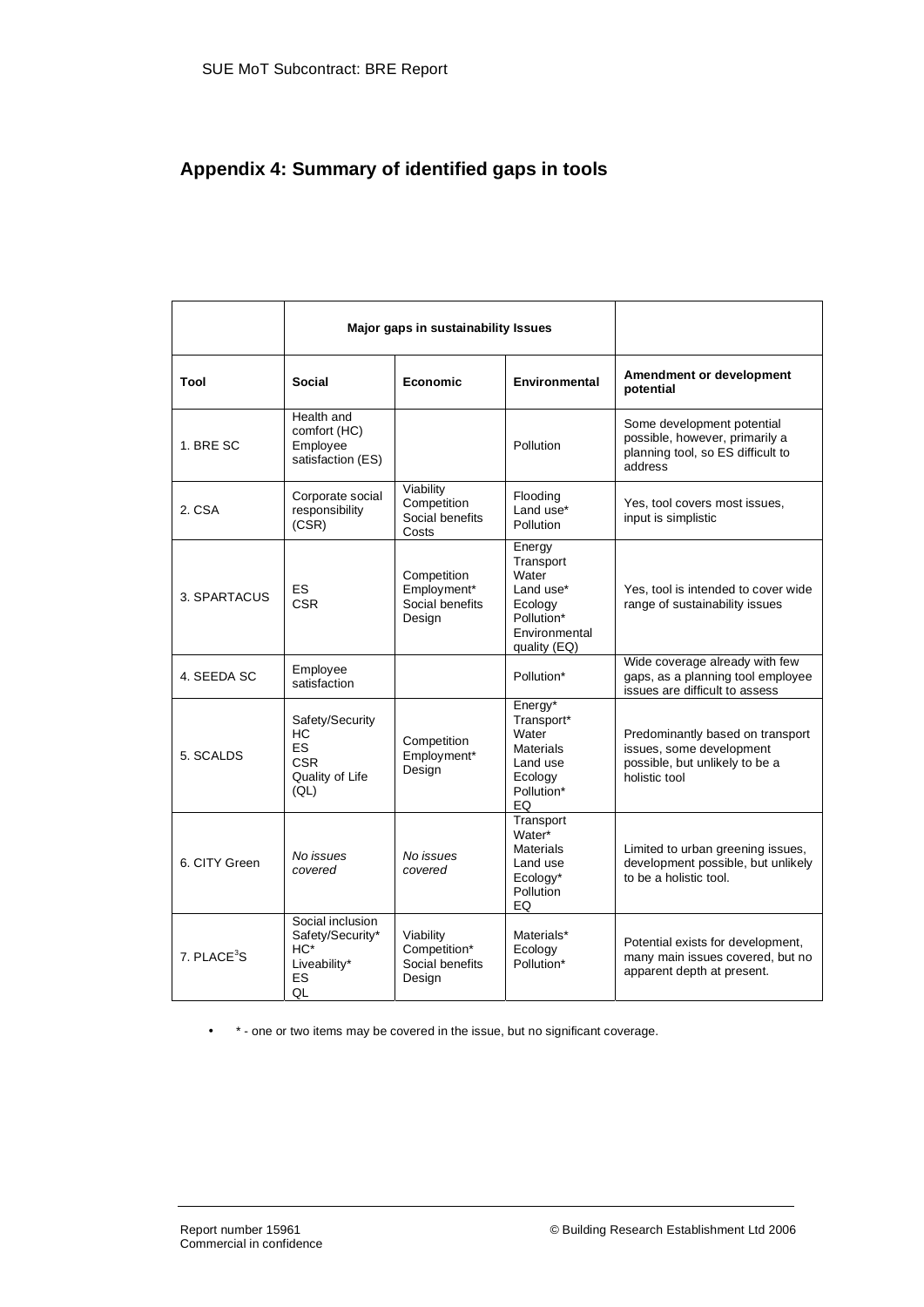## Appendix 4: Summary of identified gaps in tools

| | Major gaps in sustainability Issues | | | |
|---|---|---|---|---|
| **Tool** | **Social** | **Economic** | **Environmental** | **Amendment or development potential** |
| 1. BRE SC | Health and comfort (HC)<br>Employee satisfaction (ES) | | Pollution | Some development potential possible, however, primarily a planning tool, so ES difficult to address |
| 2. CSA | Corporate social responsibility (CSR) | Viability<br>Competition<br>Social benefits<br>Costs | Flooding<br>Land use*<br>Pollution | Yes, tool covers most issues, input is simplistic |
| 3. SPARTACUS | ES<br>CSR | Competition<br>Employment*<br>Social benefits<br>Design | Energy<br>Transport<br>Water<br>Land use*<br>Ecology<br>Pollution*<br>Environmental quality (EQ) | Yes, tool is intended to cover wide range of sustainability issues |
| 4. SEEDA SC | Employee satisfaction | | Pollution* | Wide coverage already with few gaps, as a planning tool employee issues are difficult to assess |
| 5. SCALDS | Safety/Security<br>HC<br>ES<br>CSR<br>Quality of Life (QL) | Competition<br>Employment*<br>Design | Energy*<br>Transport*<br>Water<br>Materials<br>Land use<br>Ecology<br>Pollution*<br>EQ | Predominantly based on transport issues, some development possible, but unlikely to be a holistic tool |
| 6. CITY Green | *No issues covered* | *No issues covered* | Transport<br>Water*<br>Materials<br>Land use<br>Ecology*<br>Pollution<br>EQ | Limited to urban greening issues, development possible, but unlikely to be a holistic tool. |
| 7. PLACE$^3$S | Social inclusion<br>Safety/Security*<br>HC*<br>Liveability*<br>ES<br>QL | Viability<br>Competition*<br>Social benefits<br>Design | Materials*<br>Ecology<br>Pollution* | Potential exists for development, many main issues covered, but no apparent depth at present. |

- * - one or two items may be covered in the issue, but no significant coverage.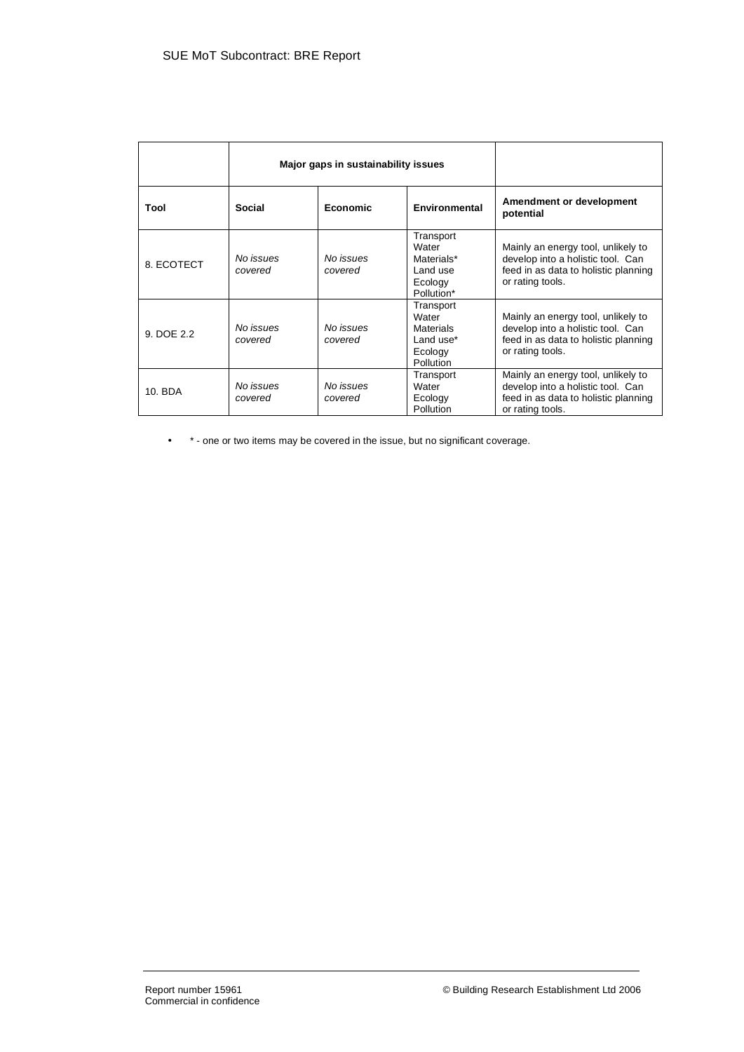| | Major gaps in sustainability issues | | | |
|---|---|---|---|---|
| **Tool** | **Social** | **Economic** | **Environmental** | **Amendment or development potential** |
| 8. ECOTECT | *No issues covered* | *No issues covered* | Transport<br>Water<br>Materials*<br>Land use<br>Ecology<br>Pollution* | Mainly an energy tool, unlikely to develop into a holistic tool. Can feed in as data to holistic planning or rating tools. |
| 9. DOE 2.2 | *No issues covered* | *No issues covered* | Transport<br>Water<br>Materials<br>Land use*<br>Ecology<br>Pollution | Mainly an energy tool, unlikely to develop into a holistic tool. Can feed in as data to holistic planning or rating tools. |
| 10. BDA | *No issues covered* | *No issues covered* | Transport<br>Water<br>Ecology<br>Pollution | Mainly an energy tool, unlikely to develop into a holistic tool. Can feed in as data to holistic planning or rating tools. |

- * - one or two items may be covered in the issue, but no significant coverage.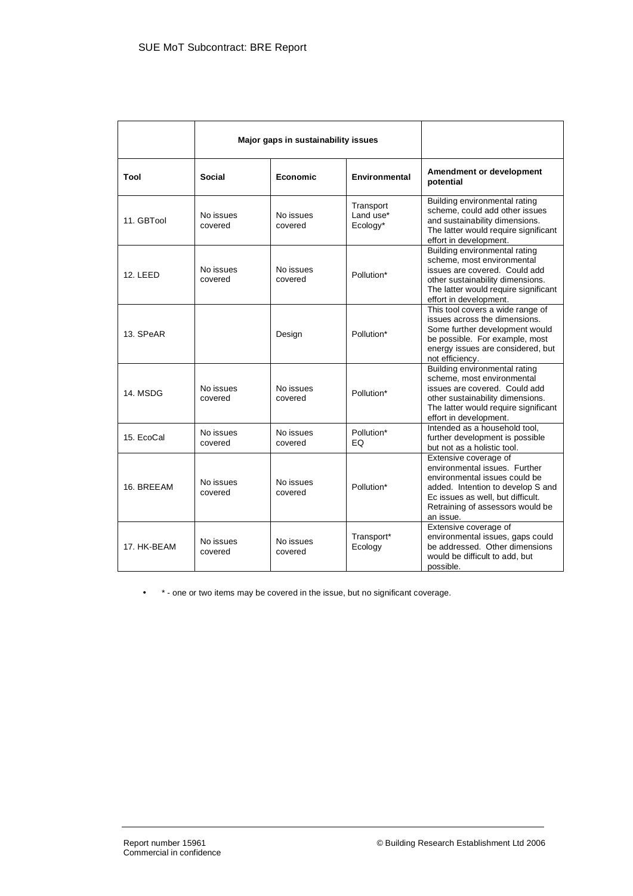| | Major gaps in sustainability issues | | | |
|---|---|---|---|---|
| **Tool** | **Social** | **Economic** | **Environmental** | **Amendment or development potential** |
| 11. GBTool | No issues covered | No issues covered | Transport<br>Land use*<br>Ecology* | Building environmental rating scheme, could add other issues and sustainability dimensions. The latter would require significant effort in development. |
| 12. LEED | No issues covered | No issues covered | Pollution* | Building environmental rating scheme, most environmental issues are covered. Could add other sustainability dimensions. The latter would require significant effort in development. |
| 13. SPeAR | | Design | Pollution* | This tool covers a wide range of issues across the dimensions. Some further development would be possible. For example, most energy issues are considered, but not efficiency. |
| 14. MSDG | No issues covered | No issues covered | Pollution* | Building environmental rating scheme, most environmental issues are covered. Could add other sustainability dimensions. The latter would require significant effort in development. |
| 15. EcoCal | No issues covered | No issues covered | Pollution*<br>EQ | Intended as a household tool, further development is possible but not as a holistic tool. |
| 16. BREEAM | No issues covered | No issues covered | Pollution* | Extensive coverage of environmental issues. Further environmental issues could be added. Intention to develop S and Ec issues as well, but difficult. Retraining of assessors would be an issue. |
| 17. HK-BEAM | No issues covered | No issues covered | Transport*<br>Ecology | Extensive coverage of environmental issues, gaps could be addressed. Other dimensions would be difficult to add, but possible. |

- * - one or two items may be covered in the issue, but no significant coverage.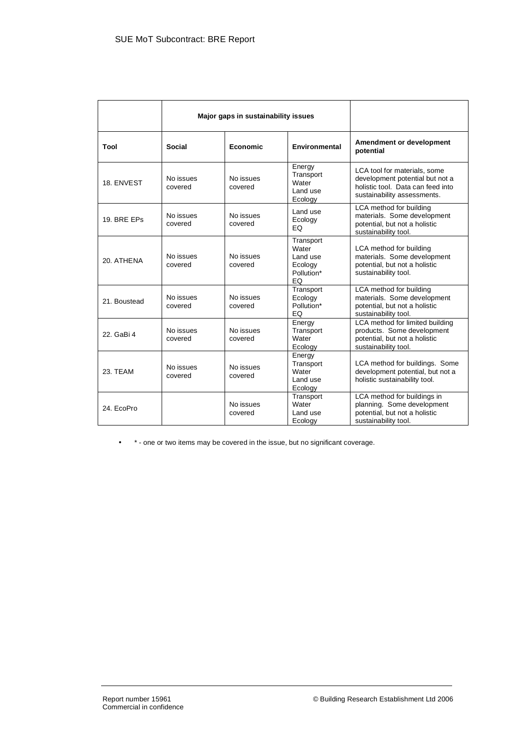| | Major gaps in sustainability issues | | | |
|---|---|---|---|---|
| **Tool** | **Social** | **Economic** | **Environmental** | **Amendment or development potential** |
| 18. ENVEST | No issues covered | No issues covered | Energy<br>Transport<br>Water<br>Land use<br>Ecology | LCA tool for materials, some development potential but not a holistic tool. Data can feed into sustainability assessments. |
| 19. BRE EPs | No issues covered | No issues covered | Land use<br>Ecology<br>EQ | LCA method for building materials. Some development potential, but not a holistic sustainability tool. |
| 20. ATHENA | No issues covered | No issues covered | Transport<br>Water<br>Land use<br>Ecology<br>Pollution*<br>EQ | LCA method for building materials. Some development potential, but not a holistic sustainability tool. |
| 21. Boustead | No issues covered | No issues covered | Transport<br>Ecology<br>Pollution*<br>EQ | LCA method for building materials. Some development potential, but not a holistic sustainability tool. |
| 22. GaBi 4 | No issues covered | No issues covered | Energy<br>Transport<br>Water<br>Ecology | LCA method for limited building products. Some development potential, but not a holistic sustainability tool. |
| 23. TEAM | No issues covered | No issues covered | Energy<br>Transport<br>Water<br>Land use<br>Ecology | LCA method for buildings. Some development potential, but not a holistic sustainability tool. |
| 24. EcoPro | | No issues covered | Transport<br>Water<br>Land use<br>Ecology | LCA method for buildings in planning. Some development potential, but not a holistic sustainability tool. |

- * - one or two items may be covered in the issue, but no significant coverage.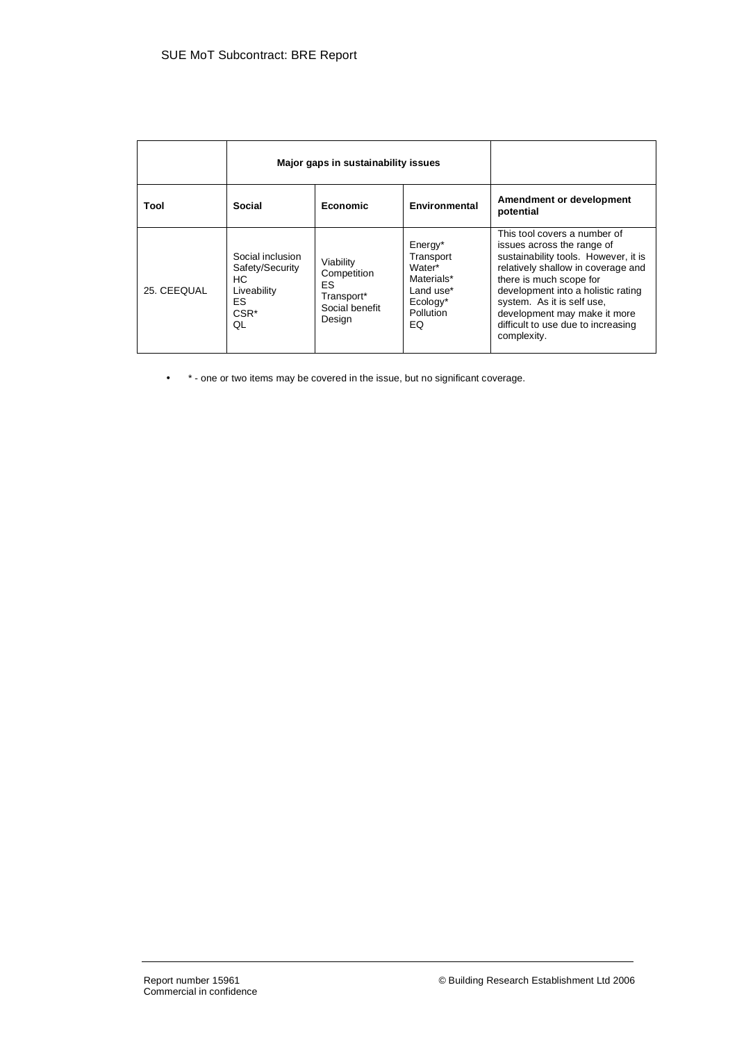| | Major gaps in sustainability issues | | | |
|---|---|---|---|---|
| Tool | Social | Economic | Environmental | Amendment or development potential |
| 25. CEEQUAL | Social inclusion<br>Safety/Security<br>HC<br>Liveability<br>ES<br>CSR*<br>QL | Viability<br>Competition<br>ES<br>Transport*<br>Social benefit<br>Design | Energy*<br>Transport<br>Water*<br>Materials*<br>Land use*<br>Ecology*<br>Pollution<br>EQ | This tool covers a number of issues across the range of sustainability tools. However, it is relatively shallow in coverage and there is much scope for development into a holistic rating system. As it is self use, development may make it more difficult to use due to increasing complexity. |

- * - one or two items may be covered in the issue, but no significant coverage.